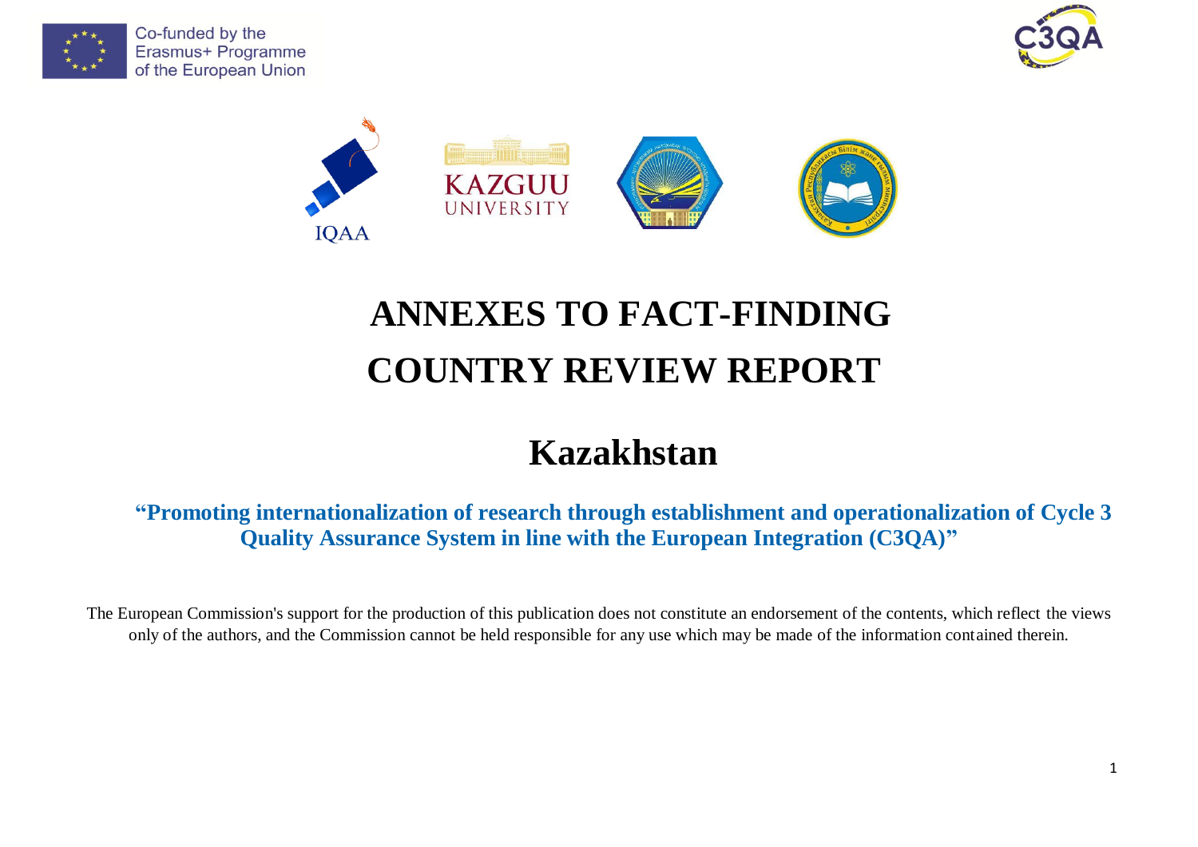Co-funded by the Erasmus+ Programme of the European Union

IQAA

KAZGUU UNIVERSITY

# ANNEXES TO FACT-FINDING COUNTRY REVIEW REPORT

# Kazakhstan

**"Promoting internationalization of research through establishment and operationalization of Cycle 3 Quality Assurance System in line with the European Integration (C3QA)"**

The European Commission's support for the production of this publication does not constitute an endorsement of the contents, which reflect the views only of the authors, and the Commission cannot be held responsible for any use which may be made of the information contained therein.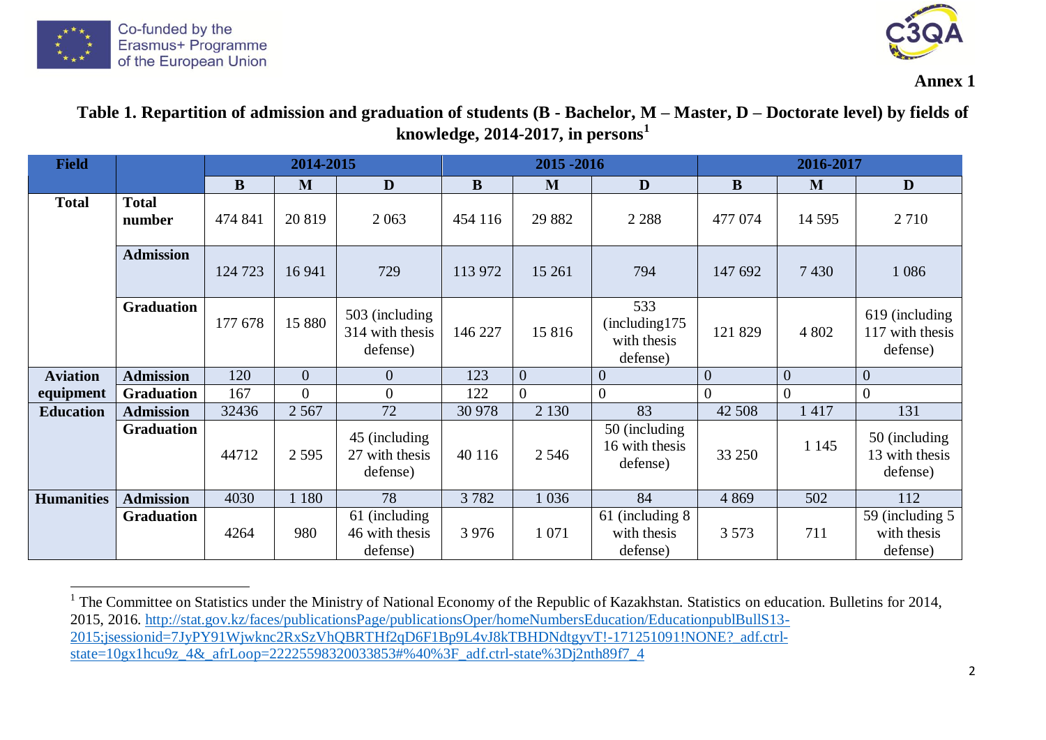**Annex 1**

**Table 1. Repartition of admission and graduation of students (B - Bachelor, M – Master, D – Doctorate level) by fields of knowledge, 2014-2017, in persons[1]**

| Field | | 2014-2015 | | | 2015 -2016 | | | 2016-2017 | | |
|---|---|---|---|---|---|---|---|---|---|---|
| | | B | M | D | B | M | D | B | M | D |
| Total | Total number | 474 841 | 20 819 | 2 063 | 454 116 | 29 882 | 2 288 | 477 074 | 14 595 | 2 710 |
| | Admission | 124 723 | 16 941 | 729 | 113 972 | 15 261 | 794 | 147 692 | 7 430 | 1 086 |
| | Graduation | 177 678 | 15 880 | 503 (including 314 with thesis defense) | 146 227 | 15 816 | 533 (including175 with thesis defense) | 121 829 | 4 802 | 619 (including 117 with thesis defense) |
| Aviation equipment | Admission | 120 | 0 | 0 | 123 | 0 | 0 | 0 | 0 | 0 |
| | Graduation | 167 | 0 | 0 | 122 | 0 | 0 | 0 | 0 | 0 |
| Education | Admission | 32436 | 2 567 | 72 | 30 978 | 2 130 | 83 | 42 508 | 1 417 | 131 |
| | Graduation | 44712 | 2 595 | 45 (including 27 with thesis defense) | 40 116 | 2 546 | 50 (including 16 with thesis defense) | 33 250 | 1 145 | 50 (including 13 with thesis defense) |
| Humanities | Admission | 4030 | 1 180 | 78 | 3 782 | 1 036 | 84 | 4 869 | 502 | 112 |
| | Graduation | 4264 | 980 | 61 (including 46 with thesis defense) | 3 976 | 1 071 | 61 (including 8 with thesis defense) | 3 573 | 711 | 59 (including 5 with thesis defense) |

[1] The Committee on Statistics under the Ministry of National Economy of the Republic of Kazakhstan. Statistics on education. Bulletins for 2014, 2015, 2016. http://stat.gov.kz/faces/publicationsPage/publicationsOper/homeNumbersEducation/EducationpublBullS13-2015;jsessionid=7JyPY91Wjwknc2RxSzVhQBRTHf2qD6F1Bp9L4vJ8kTBHDNdtgyvT!-171251091!NONE?_adf.ctrl-state=10gx1hcu9z_4&_afrLoop=22225598320033853#%40%3F_adf.ctrl-state%3Dj2nth89f7_4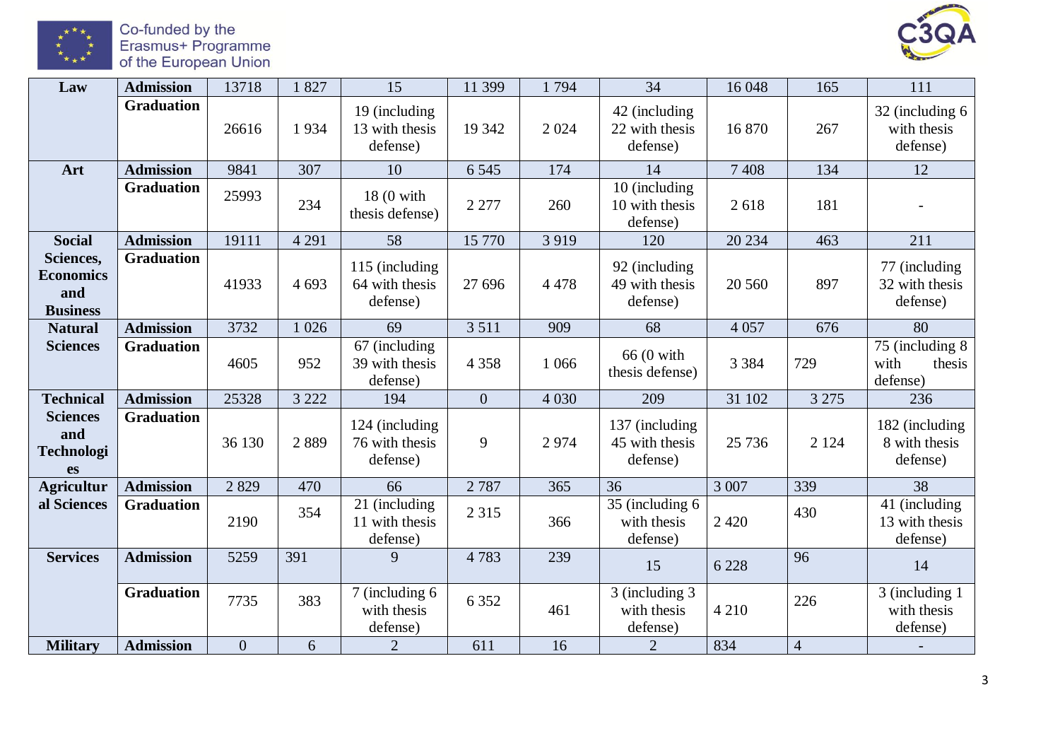| Law | Admission | 13718 | 1 827 | 15 | 11 399 | 1 794 | 34 | 16 048 | 165 | 111 |
|---|---|---|---|---|---|---|---|---|---|---|
| | Graduation | 26616 | 1 934 | 19 (including 13 with thesis defense) | 19 342 | 2 024 | 42 (including 22 with thesis defense) | 16 870 | 267 | 32 (including 6 with thesis defense) |
| Art | Admission | 9841 | 307 | 10 | 6 545 | 174 | 14 | 7 408 | 134 | 12 |
| | Graduation | 25993 | 234 | 18 (0 with thesis defense) | 2 277 | 260 | 10 (including 10 with thesis defense) | 2 618 | 181 | - |
| Social Sciences, Economics and Business | Admission | 19111 | 4 291 | 58 | 15 770 | 3 919 | 120 | 20 234 | 463 | 211 |
| | Graduation | 41933 | 4 693 | 115 (including 64 with thesis defense) | 27 696 | 4 478 | 92 (including 49 with thesis defense) | 20 560 | 897 | 77 (including 32 with thesis defense) |
| Natural Sciences | Admission | 3732 | 1 026 | 69 | 3 511 | 909 | 68 | 4 057 | 676 | 80 |
| | Graduation | 4605 | 952 | 67 (including 39 with thesis defense) | 4 358 | 1 066 | 66 (0 with thesis defense) | 3 384 | 729 | 75 (including 8 with thesis defense) |
| Technical Sciences and Technologies | Admission | 25328 | 3 222 | 194 | 0 | 4 030 | 209 | 31 102 | 3 275 | 236 |
| | Graduation | 36 130 | 2 889 | 124 (including 76 with thesis defense) | 9 | 2 974 | 137 (including 45 with thesis defense) | 25 736 | 2 124 | 182 (including 8 with thesis defense) |
| Agricultural Sciences | Admission | 2 829 | 470 | 66 | 2 787 | 365 | 36 | 3 007 | 339 | 38 |
| | Graduation | 2190 | 354 | 21 (including 11 with thesis defense) | 2 315 | 366 | 35 (including 6 with thesis defense) | 2 420 | 430 | 41 (including 13 with thesis defense) |
| Services | Admission | 5259 | 391 | 9 | 4 783 | 239 | 15 | 6 228 | 96 | 14 |
| | Graduation | 7735 | 383 | 7 (including 6 with thesis defense) | 6 352 | 461 | 3 (including 3 with thesis defense) | 4 210 | 226 | 3 (including 1 with thesis defense) |
| Military | Admission | 0 | 6 | 2 | 611 | 16 | 2 | 834 | 4 | - |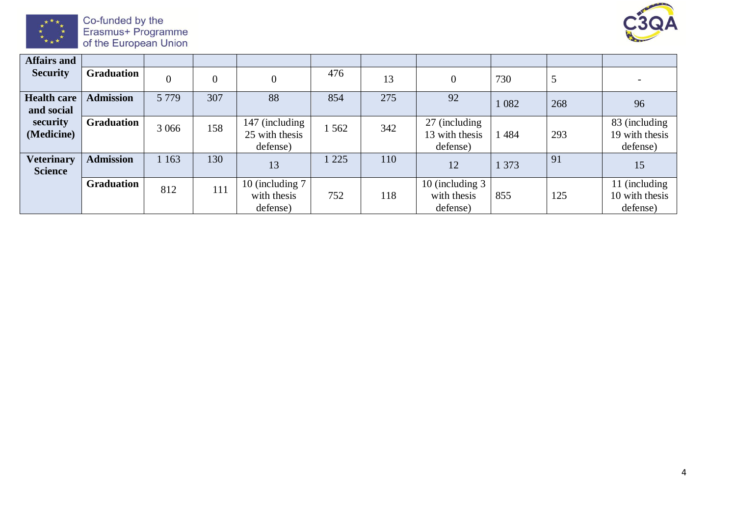| Affairs and Security | | | | | | | | | | |
|---|---|---|---|---|---|---|---|---|---|---|
| | Graduation | 0 | 0 | 0 | 476 | 13 | 0 | 730 | 5 | - |
| Health care and social security (Medicine) | Admission | 5 779 | 307 | 88 | 854 | 275 | 92 | 1 082 | 268 | 96 |
| | Graduation | 3 066 | 158 | 147 (including 25 with thesis defense) | 1 562 | 342 | 27 (including 13 with thesis defense) | 1 484 | 293 | 83 (including 19 with thesis defense) |
| Veterinary Science | Admission | 1 163 | 130 | 13 | 1 225 | 110 | 12 | 1 373 | 91 | 15 |
| | Graduation | 812 | 111 | 10 (including 7 with thesis defense) | 752 | 118 | 10 (including 3 with thesis defense) | 855 | 125 | 11 (including 10 with thesis defense) |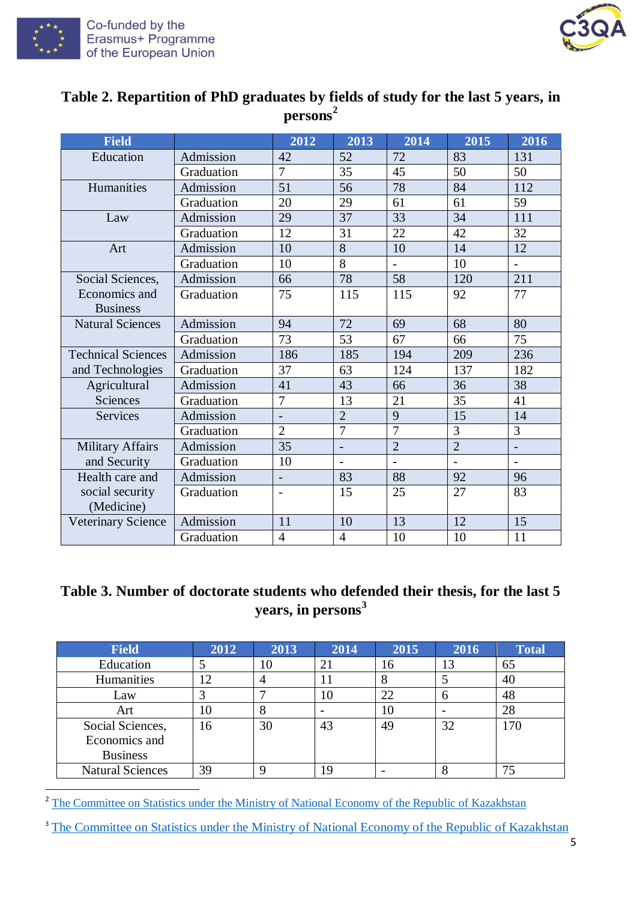### Table 2. Repartition of PhD graduates by fields of study for the last 5 years, in persons[2]

| Field | | 2012 | 2013 | 2014 | 2015 | 2016 |
|---|---|---|---|---|---|---|
| Education | Admission | 42 | 52 | 72 | 83 | 131 |
| | Graduation | 7 | 35 | 45 | 50 | 50 |
| Humanities | Admission | 51 | 56 | 78 | 84 | 112 |
| | Graduation | 20 | 29 | 61 | 61 | 59 |
| Law | Admission | 29 | 37 | 33 | 34 | 111 |
| | Graduation | 12 | 31 | 22 | 42 | 32 |
| Art | Admission | 10 | 8 | 10 | 14 | 12 |
| | Graduation | 10 | 8 | - | 10 | - |
| Social Sciences, Economics and Business | Admission | 66 | 78 | 58 | 120 | 211 |
| | Graduation | 75 | 115 | 115 | 92 | 77 |
| Natural Sciences | Admission | 94 | 72 | 69 | 68 | 80 |
| | Graduation | 73 | 53 | 67 | 66 | 75 |
| Technical Sciences and Technologies | Admission | 186 | 185 | 194 | 209 | 236 |
| | Graduation | 37 | 63 | 124 | 137 | 182 |
| Agricultural Sciences | Admission | 41 | 43 | 66 | 36 | 38 |
| | Graduation | 7 | 13 | 21 | 35 | 41 |
| Services | Admission | - | 2 | 9 | 15 | 14 |
| | Graduation | 2 | 7 | 7 | 3 | 3 |
| Military Affairs and Security | Admission | 35 | - | 2 | 2 | - |
| | Graduation | 10 | - | - | - | - |
| Health care and social security (Medicine) | Admission | - | 83 | 88 | 92 | 96 |
| | Graduation | - | 15 | 25 | 27 | 83 |
| Veterinary Science | Admission | 11 | 10 | 13 | 12 | 15 |
| | Graduation | 4 | 4 | 10 | 10 | 11 |

### Table 3. Number of doctorate students who defended their thesis, for the last 5 years, in persons[3]

| Field | 2012 | 2013 | 2014 | 2015 | 2016 | Total |
|---|---|---|---|---|---|---|
| Education | 5 | 10 | 21 | 16 | 13 | 65 |
| Humanities | 12 | 4 | 11 | 8 | 5 | 40 |
| Law | 3 | 7 | 10 | 22 | 6 | 48 |
| Art | 10 | 8 | - | 10 | - | 28 |
| Social Sciences, Economics and Business | 16 | 30 | 43 | 49 | 32 | 170 |
| Natural Sciences | 39 | 9 | 19 | - | 8 | 75 |

[2] The Committee on Statistics under the Ministry of National Economy of the Republic of Kazakhstan

[3] The Committee on Statistics under the Ministry of National Economy of the Republic of Kazakhstan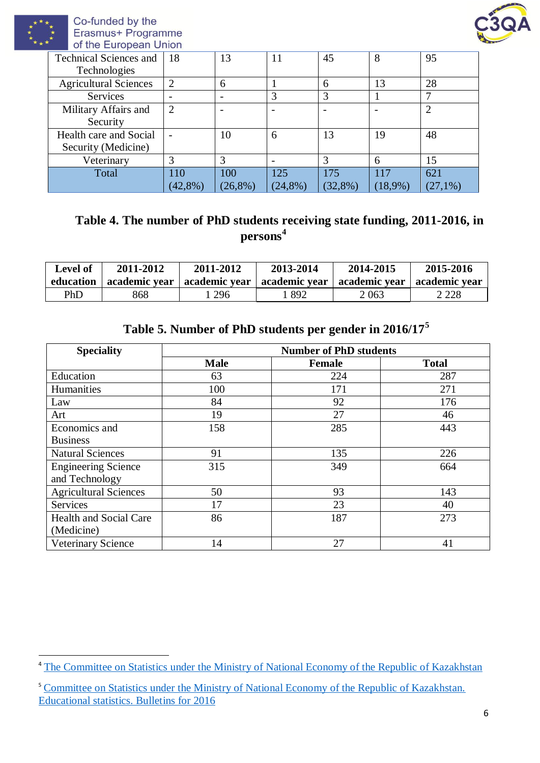| Technical Sciences and Technologies | 18 | 13 | 11 | 45 | 8 | 95 |
|---|---|---|---|---|---|---|
| Agricultural Sciences | 2 | 6 | 1 | 6 | 13 | 28 |
| Services | - | - | 3 | 3 | 1 | 7 |
| Military Affairs and Security | 2 | - | - | - | - | 2 |
| Health care and Social Security (Medicine) | - | 10 | 6 | 13 | 19 | 48 |
| Veterinary | 3 | 3 | - | 3 | 6 | 15 |
| Total | 110 (42,8%) | 100 (26,8%) | 125 (24,8%) | 175 (32,8%) | 117 (18,9%) | 621 (27,1%) |

### Table 4. The number of PhD students receiving state funding, 2011-2016, in persons[4]

| Level of education | 2011-2012 academic year | 2011-2012 academic year | 2013-2014 academic year | 2014-2015 academic year | 2015-2016 academic year |
|---|---|---|---|---|---|
| PhD | 868 | 1 296 | 1 892 | 2 063 | 2 228 |

### Table 5. Number of PhD students per gender in 2016/17[5]

| Speciality | Number of PhD students | | |
|---|---|---|---|
| | **Male** | **Female** | **Total** |
| Education | 63 | 224 | 287 |
| Humanities | 100 | 171 | 271 |
| Law | 84 | 92 | 176 |
| Art | 19 | 27 | 46 |
| Economics and Business | 158 | 285 | 443 |
| Natural Sciences | 91 | 135 | 226 |
| Engineering Science and Technology | 315 | 349 | 664 |
| Agricultural Sciences | 50 | 93 | 143 |
| Services | 17 | 23 | 40 |
| Health and Social Care (Medicine) | 86 | 187 | 273 |
| Veterinary Science | 14 | 27 | 41 |

---

[4] The Committee on Statistics under the Ministry of National Economy of the Republic of Kazakhstan

[5] Committee on Statistics under the Ministry of National Economy of the Republic of Kazakhstan. Educational statistics. Bulletins for 2016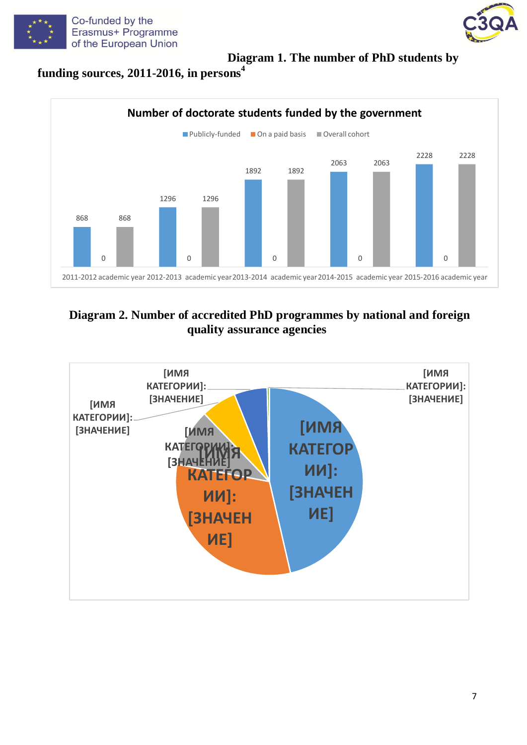**Diagram 1. The number of PhD students by funding sources, 2011-2016, in persons**[4]

Number of doctorate students funded by the government

| Academic year | Publicly-funded | On a paid basis | Overall cohort |
|---|---|---|---|
| 2011-2012 academic year | 868 | 0 | 868 |
| 2012-2013 academic year | 1296 | 0 | 1296 |
| 2013-2014 academic year | 1892 | 0 | 1892 |
| 2014-2015 academic year | 2063 | 0 | 2063 |
| 2015-2016 academic year | 2228 | 0 | 2228 |

**Diagram 2. Number of accredited PhD programmes by national and foreign quality assurance agencies**

[ИМЯ КАТЕГОРИИ]: [ЗНАЧЕНИЕ]

[ИМЯ КАТЕГОРИИ]: [ЗНАЧЕНИЕ]

[ИМЯ КАТЕГОРИИ]: [ЗНАЧЕНИЕ]

[ИМЯ КАТЕГОРИИ]: [ЗНАЧЕНИЕ]

[ИМЯ КАТЕГОРИИ]: [ЗНАЧЕНИЕ]

[ИМЯ КАТЕГОРИИ]: [ЗНАЧЕНИЕ]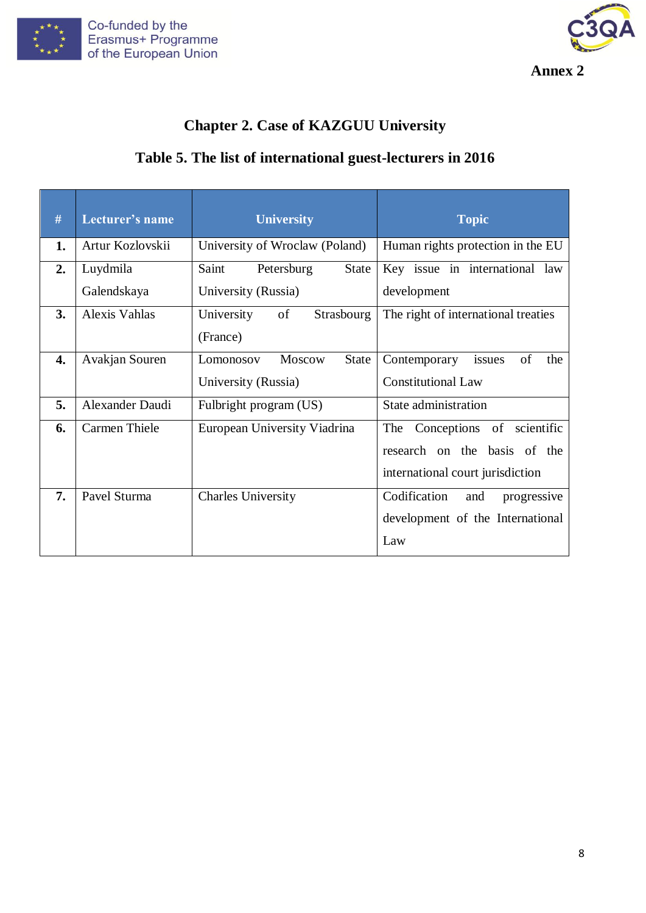Annex 2

## Chapter 2. Case of KAZGUU University

### Table 5. The list of international guest-lecturers in 2016

| # | Lecturer's name | University | Topic |
|---|---|---|---|
| **1.** | Artur Kozlovskii | University of Wroclaw (Poland) | Human rights protection in the EU |
| **2.** | Luydmila Galendskaya | Saint Petersburg State University (Russia) | Key issue in international law development |
| **3.** | Alexis Vahlas | University of Strasbourg (France) | The right of international treaties |
| **4.** | Avakjan Souren | Lomonosov Moscow State University (Russia) | Contemporary issues of the Constitutional Law |
| **5.** | Alexander Daudi | Fulbright program (US) | State administration |
| **6.** | Carmen Thiele | European University Viadrina | The Conceptions of scientific research on the basis of the international court jurisdiction |
| **7.** | Pavel Sturma | Charles University | Codification and progressive development of the International Law |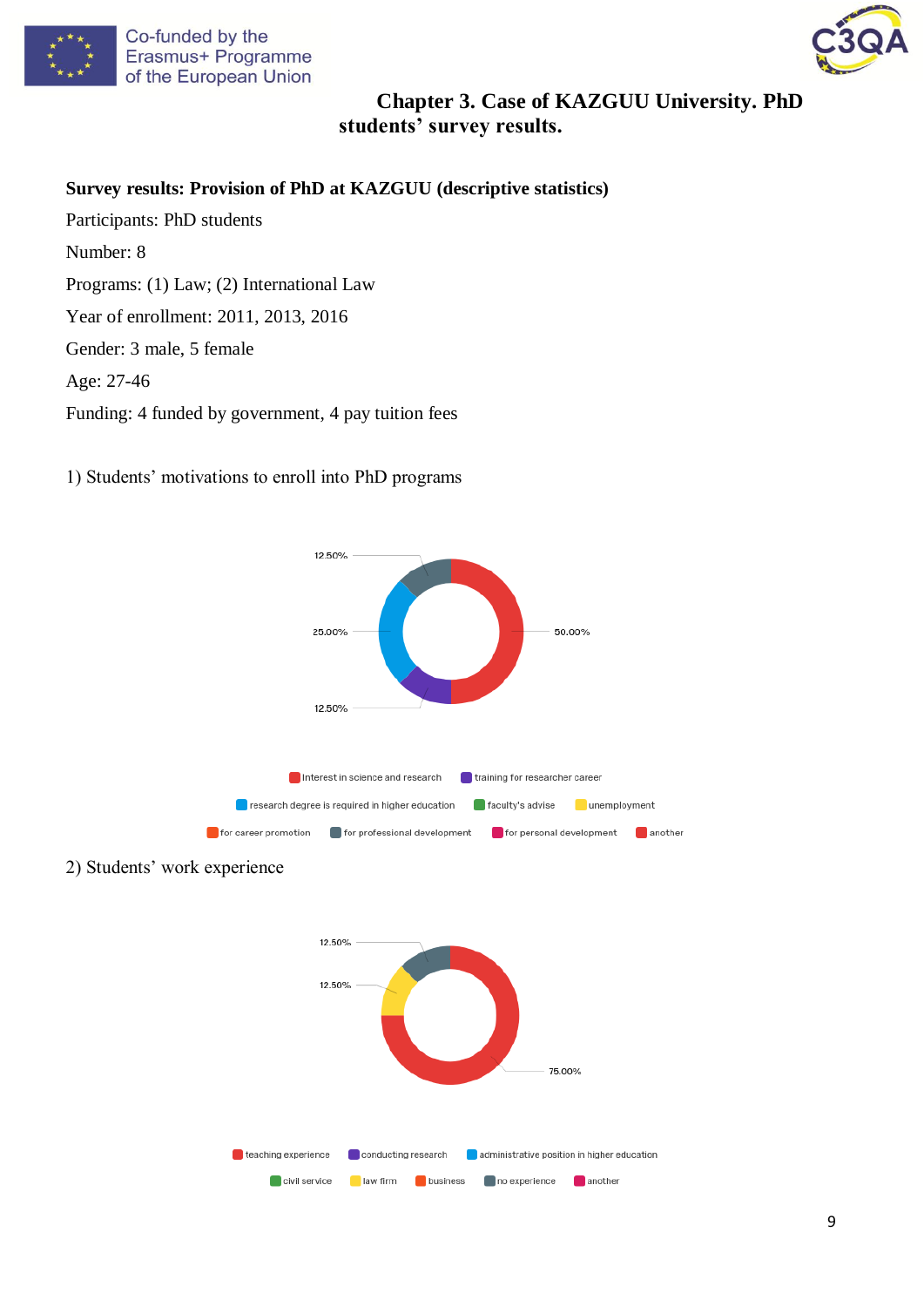# Chapter 3. Case of KAZGUU University. PhD students' survey results.

**Survey results: Provision of PhD at KAZGUU (descriptive statistics)**

Participants: PhD students

Number: 8

Programs: (1) Law; (2) International Law

Year of enrollment: 2011, 2013, 2016

Gender: 3 male, 5 female

Age: 27-46

Funding: 4 funded by government, 4 pay tuition fees

1) Students' motivations to enroll into PhD programs

12.50%
25.00%
50.00%
12.50%

Interest in science and research | training for researcher career | research degree is required in higher education | faculty's advise | unemployment | for career promotion | for professional development | for personal development | another

2) Students' work experience

12.50%
12.50%
75.00%

teaching experience | conducting research | administrative position in higher education | civil service | law firm | business | no experience | another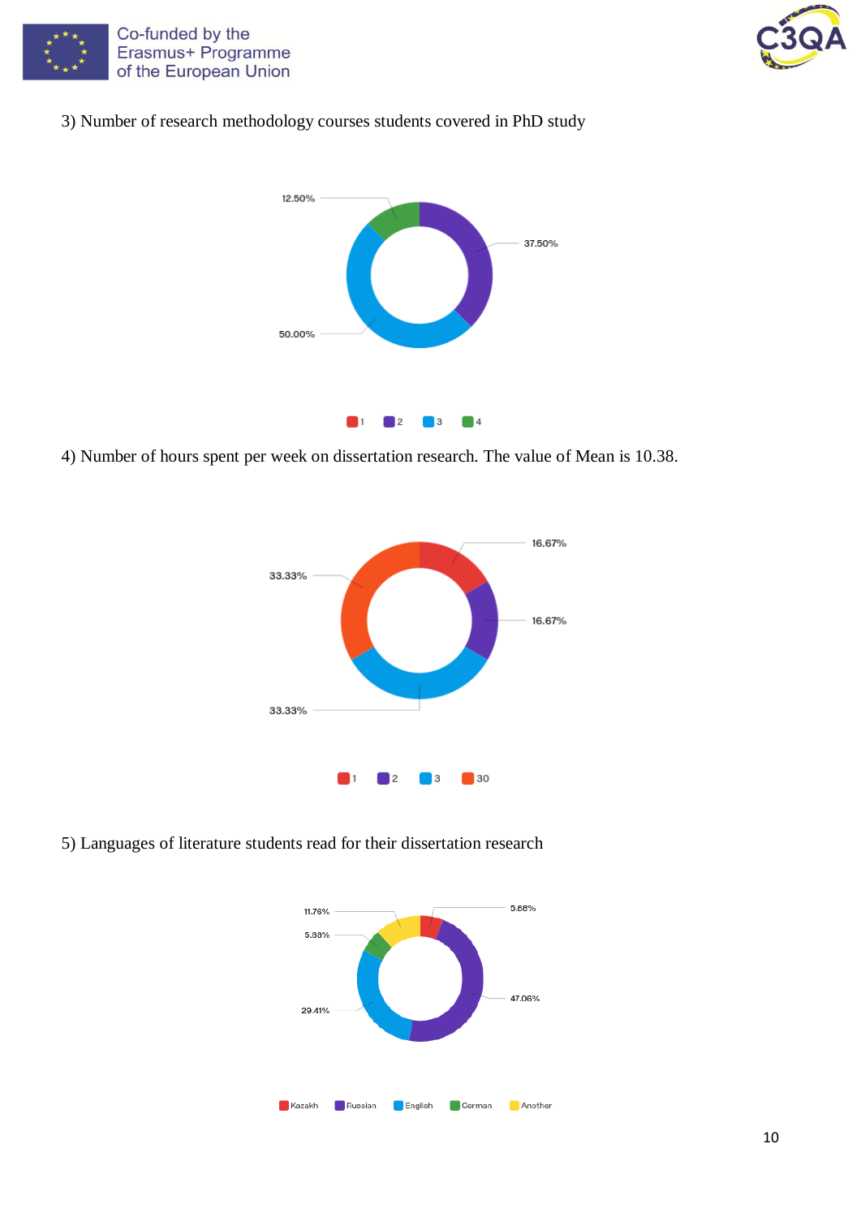3) Number of research methodology courses students covered in PhD study

12.50%

37.50%

50.00%

1 2 3 4

4) Number of hours spent per week on dissertation research. The value of Mean is 10.38.

16.67%

33.33%

16.67%

33.33%

1 2 3 30

5) Languages of literature students read for their dissertation research

11.76%

5.88%

5.88%

47.06%

29.41%

Kazakh Russian English German Another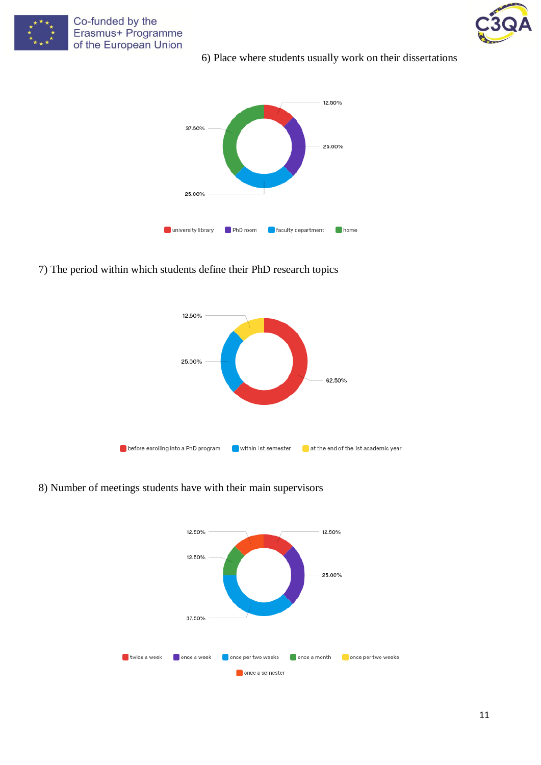6) Place where students usually work on their dissertations

12.50%

37.50%

25.00%

25.00%

university library | PhD room | faculty department | home

7) The period within which students define their PhD research topics

12.50%

25.00%

62.50%

before enrolling into a PhD program | within 1st semester | at the end of the 1st academic year

8) Number of meetings students have with their main supervisors

12.50%

12.50%

12.50%

25.00%

37.50%

twice a week | once a week | once per two weeks | once a month | once per two weeks

once a semester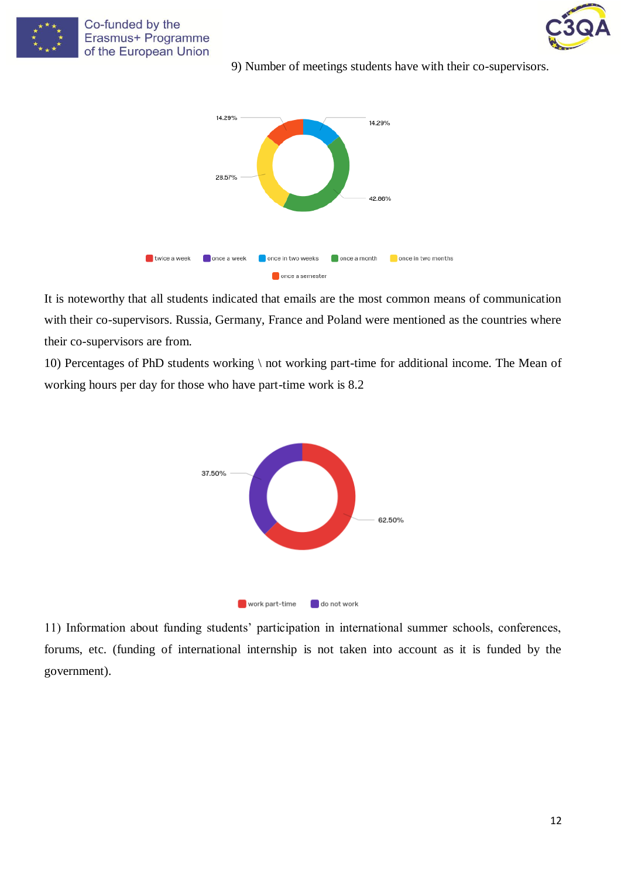9) Number of meetings students have with their co-supervisors.

It is noteworthy that all students indicated that emails are the most common means of communication with their co-supervisors. Russia, Germany, France and Poland were mentioned as the countries where their co-supervisors are from.

10) Percentages of PhD students working \ not working part-time for additional income. The Mean of working hours per day for those who have part-time work is 8.2

11) Information about funding students' participation in international summer schools, conferences, forums, etc. (funding of international internship is not taken into account as it is funded by the government).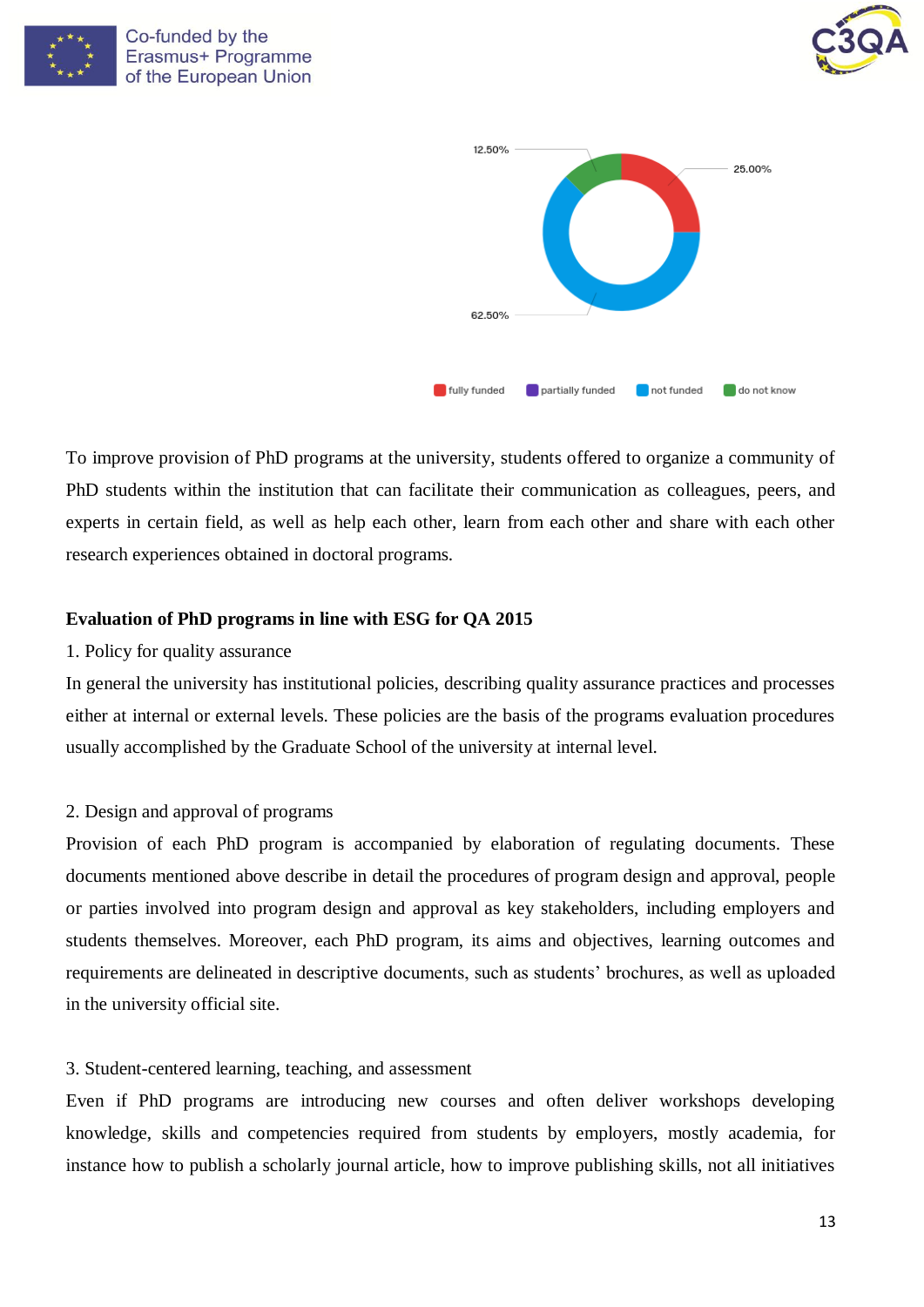To improve provision of PhD programs at the university, students offered to organize a community of PhD students within the institution that can facilitate their communication as colleagues, peers, and experts in certain field, as well as help each other, learn from each other and share with each other research experiences obtained in doctoral programs.

**Evaluation of PhD programs in line with ESG for QA 2015**

1. Policy for quality assurance

In general the university has institutional policies, describing quality assurance practices and processes either at internal or external levels. These policies are the basis of the programs evaluation procedures usually accomplished by the Graduate School of the university at internal level.

2. Design and approval of programs

Provision of each PhD program is accompanied by elaboration of regulating documents. These documents mentioned above describe in detail the procedures of program design and approval, people or parties involved into program design and approval as key stakeholders, including employers and students themselves. Moreover, each PhD program, its aims and objectives, learning outcomes and requirements are delineated in descriptive documents, such as students' brochures, as well as uploaded in the university official site.

3. Student-centered learning, teaching, and assessment

Even if PhD programs are introducing new courses and often deliver workshops developing knowledge, skills and competencies required from students by employers, mostly academia, for instance how to publish a scholarly journal article, how to improve publishing skills, not all initiatives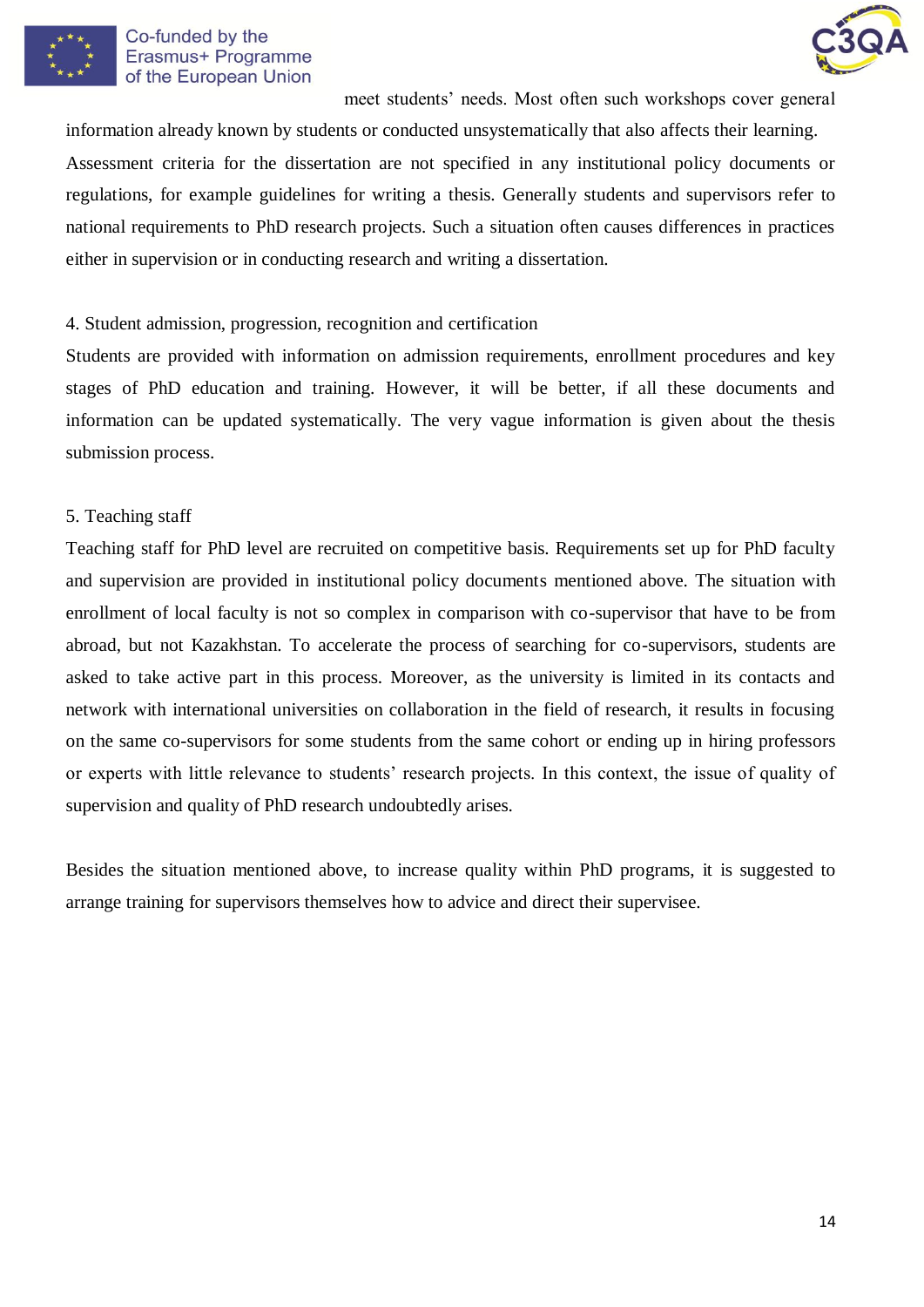meet students' needs. Most often such workshops cover general information already known by students or conducted unsystematically that also affects their learning. Assessment criteria for the dissertation are not specified in any institutional policy documents or regulations, for example guidelines for writing a thesis. Generally students and supervisors refer to national requirements to PhD research projects. Such a situation often causes differences in practices either in supervision or in conducting research and writing a dissertation.

4. Student admission, progression, recognition and certification

Students are provided with information on admission requirements, enrollment procedures and key stages of PhD education and training. However, it will be better, if all these documents and information can be updated systematically. The very vague information is given about the thesis submission process.

5. Teaching staff

Teaching staff for PhD level are recruited on competitive basis. Requirements set up for PhD faculty and supervision are provided in institutional policy documents mentioned above. The situation with enrollment of local faculty is not so complex in comparison with co-supervisor that have to be from abroad, but not Kazakhstan. To accelerate the process of searching for co-supervisors, students are asked to take active part in this process. Moreover, as the university is limited in its contacts and network with international universities on collaboration in the field of research, it results in focusing on the same co-supervisors for some students from the same cohort or ending up in hiring professors or experts with little relevance to students' research projects. In this context, the issue of quality of supervision and quality of PhD research undoubtedly arises.

Besides the situation mentioned above, to increase quality within PhD programs, it is suggested to arrange training for supervisors themselves how to advice and direct their supervisee.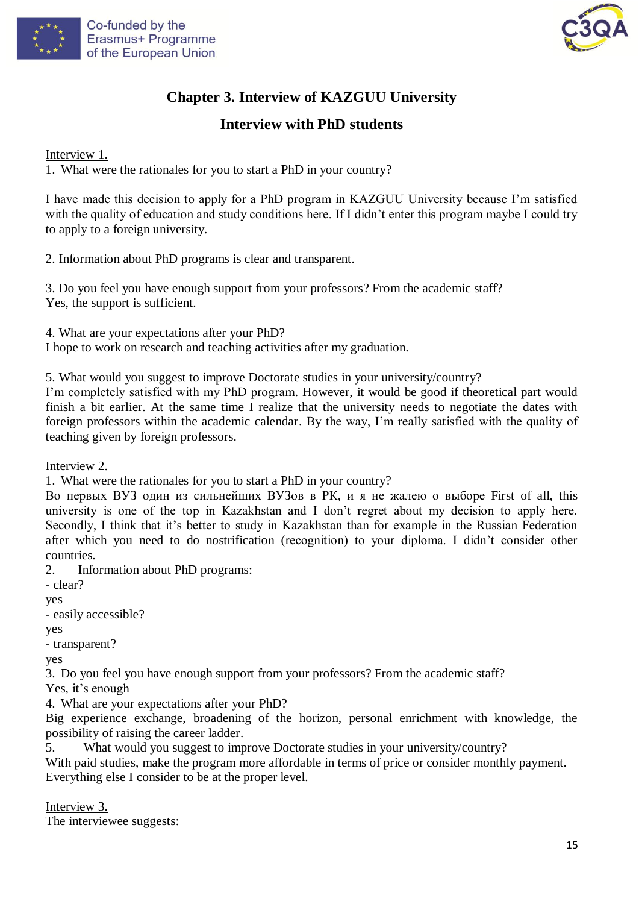# Chapter 3. Interview of KAZGUU University

## Interview with PhD students

Interview 1.

1. What were the rationales for you to start a PhD in your country?

I have made this decision to apply for a PhD program in KAZGUU University because I'm satisfied with the quality of education and study conditions here. If I didn't enter this program maybe I could try to apply to a foreign university.

2. Information about PhD programs is clear and transparent.

3. Do you feel you have enough support from your professors? From the academic staff?
Yes, the support is sufficient.

4. What are your expectations after your PhD?
I hope to work on research and teaching activities after my graduation.

5. What would you suggest to improve Doctorate studies in your university/country?
I'm completely satisfied with my PhD program. However, it would be good if theoretical part would finish a bit earlier. At the same time I realize that the university needs to negotiate the dates with foreign professors within the academic calendar. By the way, I'm really satisfied with the quality of teaching given by foreign professors.

Interview 2.

1. What were the rationales for you to start a PhD in your country?
Во первых ВУЗ один из сильнейших ВУЗов в РК, и я не жалею о выборе First of all, this university is one of the top in Kazakhstan and I don't regret about my decision to apply here. Secondly, I think that it's better to study in Kazakhstan than for example in the Russian Federation after which you need to do nostrification (recognition) to your diploma. I didn't consider other countries.

2. Information about PhD programs:

- clear?

yes

- easily accessible?

yes

- transparent?

yes

3. Do you feel you have enough support from your professors? From the academic staff?
Yes, it's enough

4. What are your expectations after your PhD?
Big experience exchange, broadening of the horizon, personal enrichment with knowledge, the possibility of raising the career ladder.

5. What would you suggest to improve Doctorate studies in your university/country?
With paid studies, make the program more affordable in terms of price or consider monthly payment. Everything else I consider to be at the proper level.

Interview 3.

The interviewee suggests: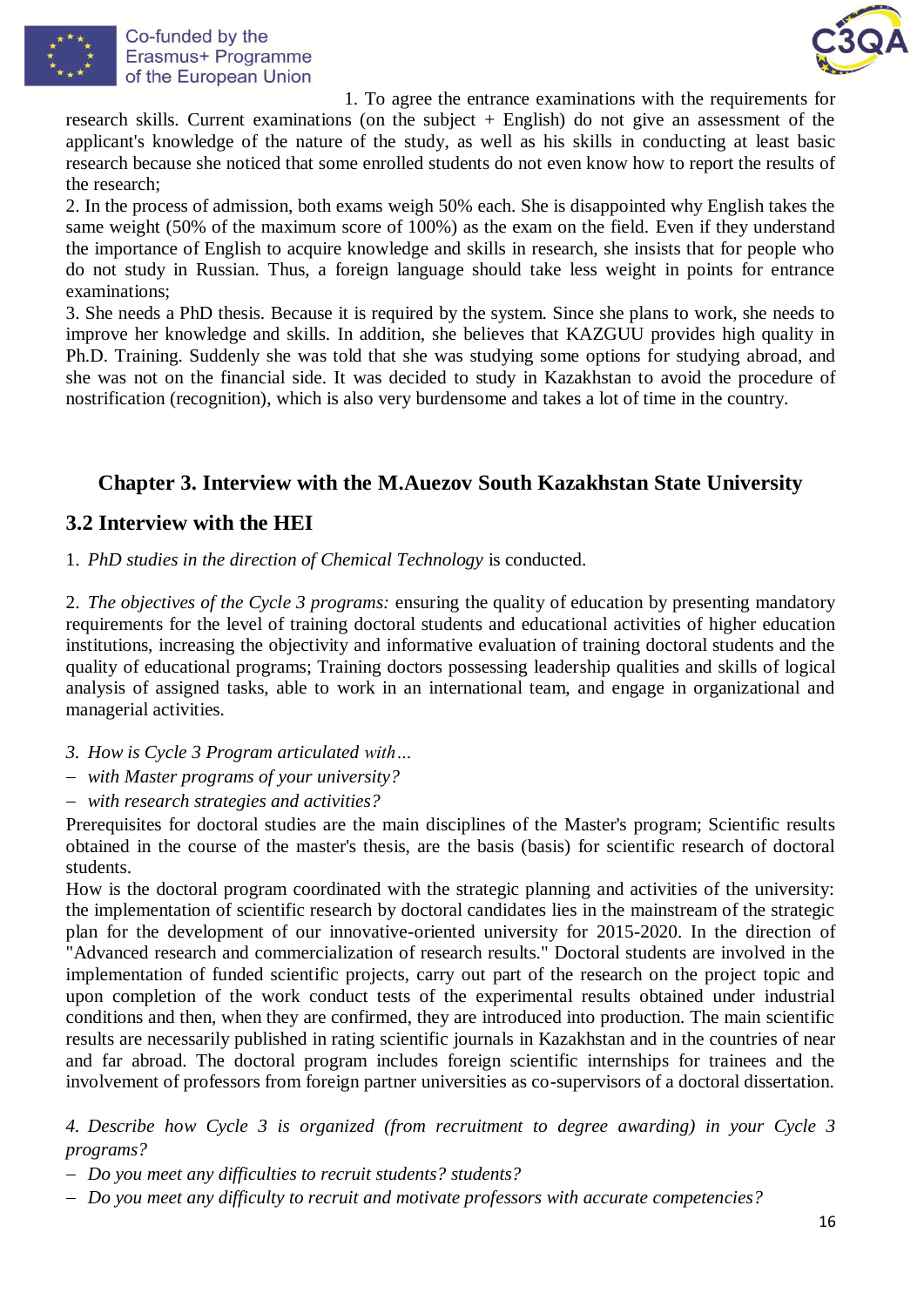1. To agree the entrance examinations with the requirements for research skills. Current examinations (on the subject + English) do not give an assessment of the applicant's knowledge of the nature of the study, as well as his skills in conducting at least basic research because she noticed that some enrolled students do not even know how to report the results of the research;

2. In the process of admission, both exams weigh 50% each. She is disappointed why English takes the same weight (50% of the maximum score of 100%) as the exam on the field. Even if they understand the importance of English to acquire knowledge and skills in research, she insists that for people who do not study in Russian. Thus, a foreign language should take less weight in points for entrance examinations;

3. She needs a PhD thesis. Because it is required by the system. Since she plans to work, she needs to improve her knowledge and skills. In addition, she believes that KAZGUU provides high quality in Ph.D. Training. Suddenly she was told that she was studying some options for studying abroad, and she was not on the financial side. It was decided to study in Kazakhstan to avoid the procedure of nostrification (recognition), which is also very burdensome and takes a lot of time in the country.

# Chapter 3. Interview with the M.Auezov South Kazakhstan State University

## 3.2 Interview with the HEI

1. *PhD studies in the direction of Chemical Technology* is conducted.

2. *The objectives of the Cycle 3 programs:* ensuring the quality of education by presenting mandatory requirements for the level of training doctoral students and educational activities of higher education institutions, increasing the objectivity and informative evaluation of training doctoral students and the quality of educational programs; Training doctors possessing leadership qualities and skills of logical analysis of assigned tasks, able to work in an international team, and engage in organizational and managerial activities.

3. *How is Cycle 3 Program articulated with…*
   - *with Master programs of your university?*
   - *with research strategies and activities?*

Prerequisites for doctoral studies are the main disciplines of the Master's program; Scientific results obtained in the course of the master's thesis, are the basis (basis) for scientific research of doctoral students.

How is the doctoral program coordinated with the strategic planning and activities of the university: the implementation of scientific research by doctoral candidates lies in the mainstream of the strategic plan for the development of our innovative-oriented university for 2015-2020. In the direction of "Advanced research and commercialization of research results." Doctoral students are involved in the implementation of funded scientific projects, carry out part of the research on the project topic and upon completion of the work conduct tests of the experimental results obtained under industrial conditions and then, when they are confirmed, they are introduced into production. The main scientific results are necessarily published in rating scientific journals in Kazakhstan and in the countries of near and far abroad. The doctoral program includes foreign scientific internships for trainees and the involvement of professors from foreign partner universities as co-supervisors of a doctoral dissertation.

4. *Describe how Cycle 3 is organized (from recruitment to degree awarding) in your Cycle 3 programs?*
   - *Do you meet any difficulties to recruit students? students?*
   - *Do you meet any difficulty to recruit and motivate professors with accurate competencies?*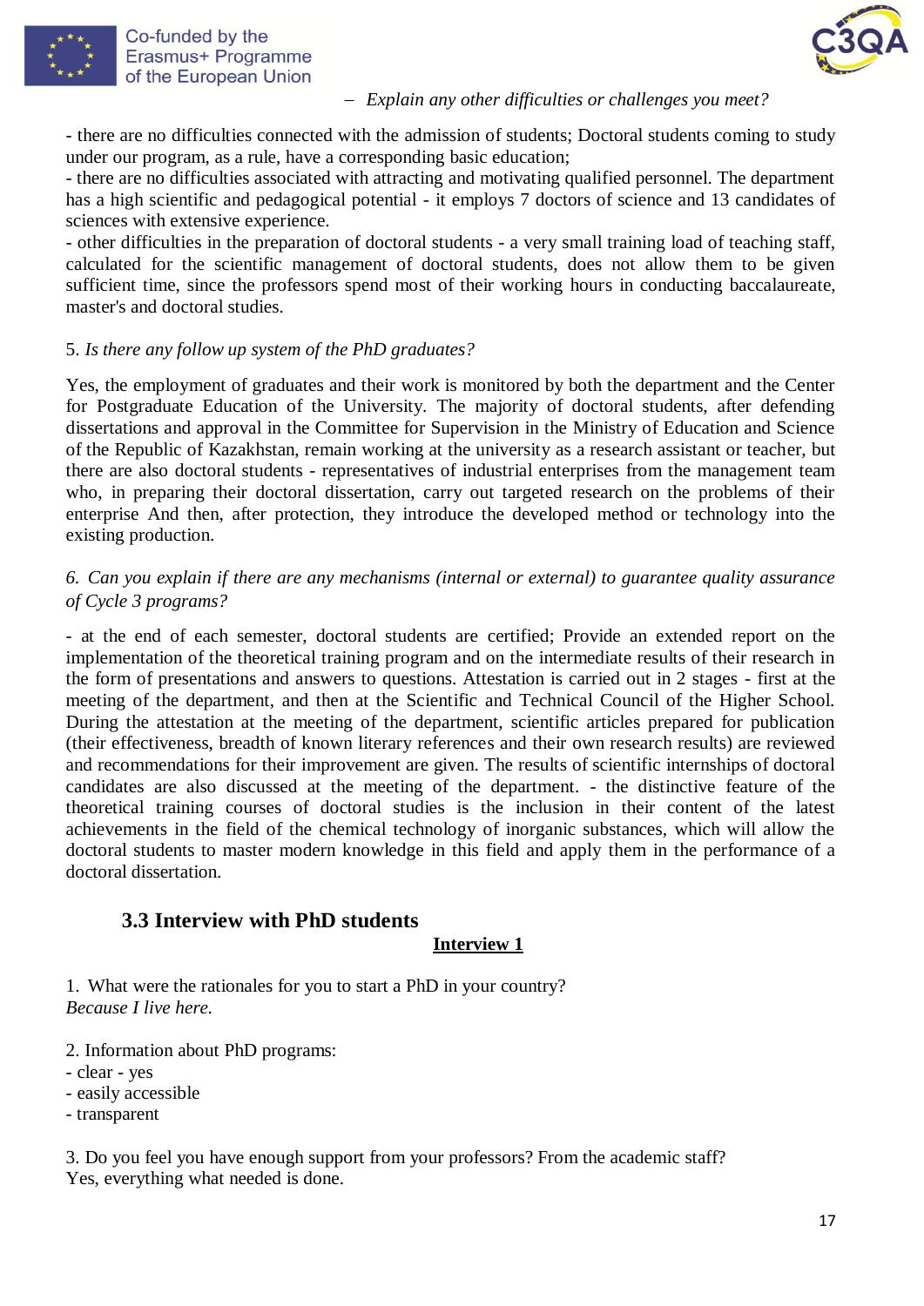– *Explain any other difficulties or challenges you meet?*

- there are no difficulties connected with the admission of students; Doctoral students coming to study under our program, as a rule, have a corresponding basic education;
- there are no difficulties associated with attracting and motivating qualified personnel. The department has a high scientific and pedagogical potential - it employs 7 doctors of science and 13 candidates of sciences with extensive experience.
- other difficulties in the preparation of doctoral students - a very small training load of teaching staff, calculated for the scientific management of doctoral students, does not allow them to be given sufficient time, since the professors spend most of their working hours in conducting baccalaureate, master's and doctoral studies.

5. *Is there any follow up system of the PhD graduates?*

Yes, the employment of graduates and their work is monitored by both the department and the Center for Postgraduate Education of the University. The majority of doctoral students, after defending dissertations and approval in the Committee for Supervision in the Ministry of Education and Science of the Republic of Kazakhstan, remain working at the university as a research assistant or teacher, but there are also doctoral students - representatives of industrial enterprises from the management team who, in preparing their doctoral dissertation, carry out targeted research on the problems of their enterprise And then, after protection, they introduce the developed method or technology into the existing production.

6. *Can you explain if there are any mechanisms (internal or external) to guarantee quality assurance of Cycle 3 programs?*

- at the end of each semester, doctoral students are certified; Provide an extended report on the implementation of the theoretical training program and on the intermediate results of their research in the form of presentations and answers to questions. Attestation is carried out in 2 stages - first at the meeting of the department, and then at the Scientific and Technical Council of the Higher School. During the attestation at the meeting of the department, scientific articles prepared for publication (their effectiveness, breadth of known literary references and their own research results) are reviewed and recommendations for their improvement are given. The results of scientific internships of doctoral candidates are also discussed at the meeting of the department. - the distinctive feature of the theoretical training courses of doctoral studies is the inclusion in their content of the latest achievements in the field of the chemical technology of inorganic substances, which will allow the doctoral students to master modern knowledge in this field and apply them in the performance of a doctoral dissertation.

### 3.3 Interview with PhD students

**Interview 1**

1. What were the rationales for you to start a PhD in your country?
*Because I live here.*

2. Information about PhD programs:
- clear - yes
- easily accessible
- transparent

3. Do you feel you have enough support from your professors? From the academic staff?
Yes, everything what needed is done.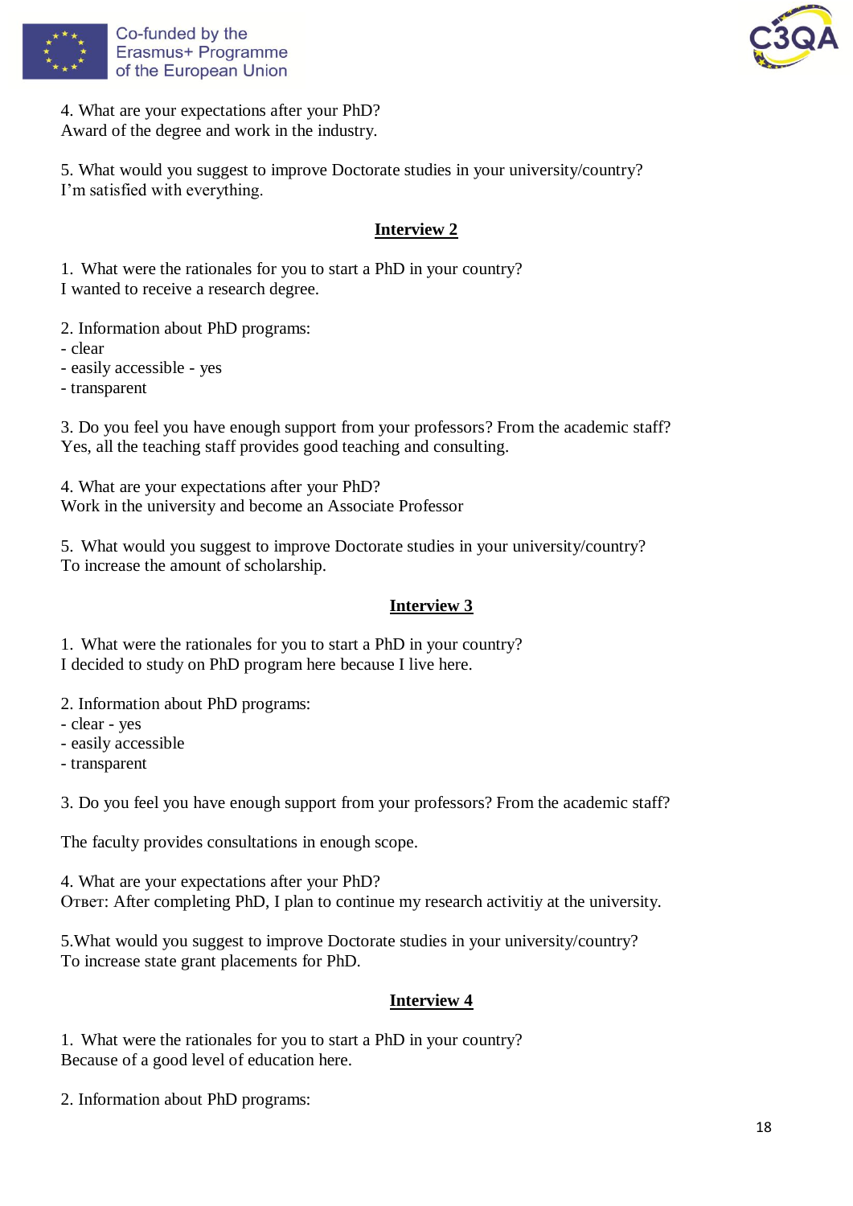4. What are your expectations after your PhD?
Award of the degree and work in the industry.

5. What would you suggest to improve Doctorate studies in your university/country?
I'm satisfied with everything.

## Interview 2

1. What were the rationales for you to start a PhD in your country?
I wanted to receive a research degree.

2. Information about PhD programs:
- clear
- easily accessible - yes
- transparent

3. Do you feel you have enough support from your professors? From the academic staff?
Yes, all the teaching staff provides good teaching and consulting.

4. What are your expectations after your PhD?
Work in the university and become an Associate Professor

5. What would you suggest to improve Doctorate studies in your university/country?
To increase the amount of scholarship.

## Interview 3

1. What were the rationales for you to start a PhD in your country?
I decided to study on PhD program here because I live here.

2. Information about PhD programs:
- clear - yes
- easily accessible
- transparent

3. Do you feel you have enough support from your professors? From the academic staff?

The faculty provides consultations in enough scope.

4. What are your expectations after your PhD?
Ответ: After completing PhD, I plan to continue my research activitiy at the university.

5.What would you suggest to improve Doctorate studies in your university/country?
To increase state grant placements for PhD.

## Interview 4

1. What were the rationales for you to start a PhD in your country?
Because of a good level of education here.

2. Information about PhD programs: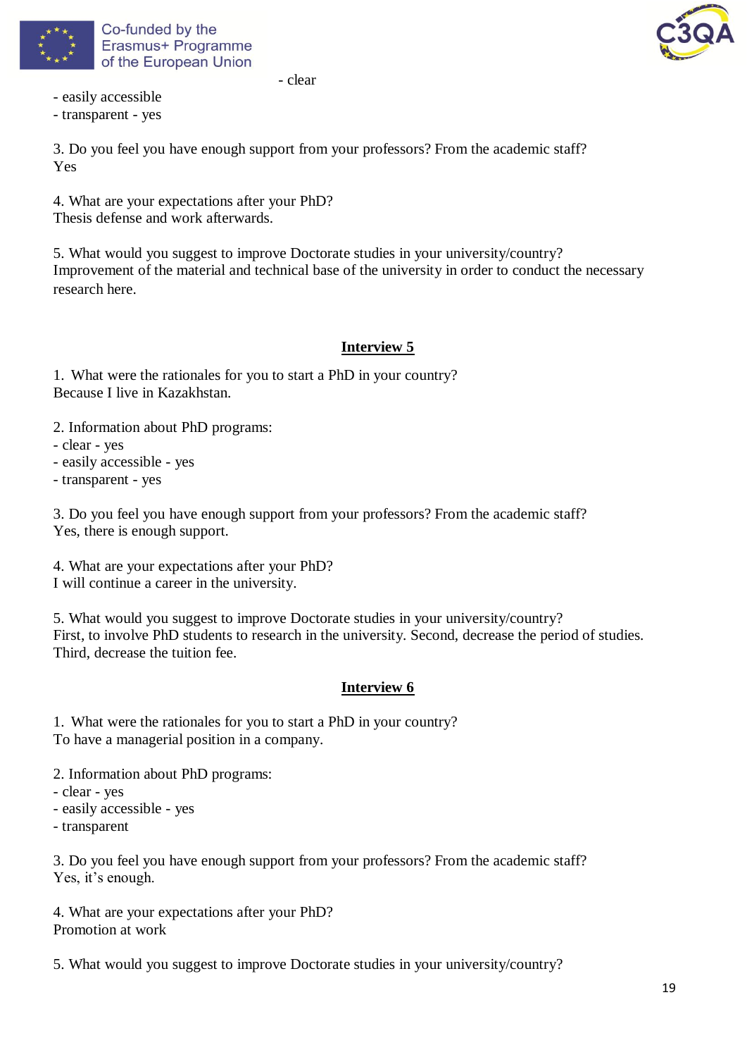- clear
- easily accessible
- transparent - yes

3. Do you feel you have enough support from your professors? From the academic staff?
Yes

4. What are your expectations after your PhD?
Thesis defense and work afterwards.

5. What would you suggest to improve Doctorate studies in your university/country?
Improvement of the material and technical base of the university in order to conduct the necessary research here.

## Interview 5

1. What were the rationales for you to start a PhD in your country?
Because I live in Kazakhstan.

2. Information about PhD programs:
- clear - yes
- easily accessible - yes
- transparent - yes

3. Do you feel you have enough support from your professors? From the academic staff?
Yes, there is enough support.

4. What are your expectations after your PhD?
I will continue a career in the university.

5. What would you suggest to improve Doctorate studies in your university/country?
First, to involve PhD students to research in the university. Second, decrease the period of studies. Third, decrease the tuition fee.

## Interview 6

1. What were the rationales for you to start a PhD in your country?
To have a managerial position in a company.

2. Information about PhD programs:
- clear - yes
- easily accessible - yes
- transparent

3. Do you feel you have enough support from your professors? From the academic staff?
Yes, it's enough.

4. What are your expectations after your PhD?
Promotion at work

5. What would you suggest to improve Doctorate studies in your university/country?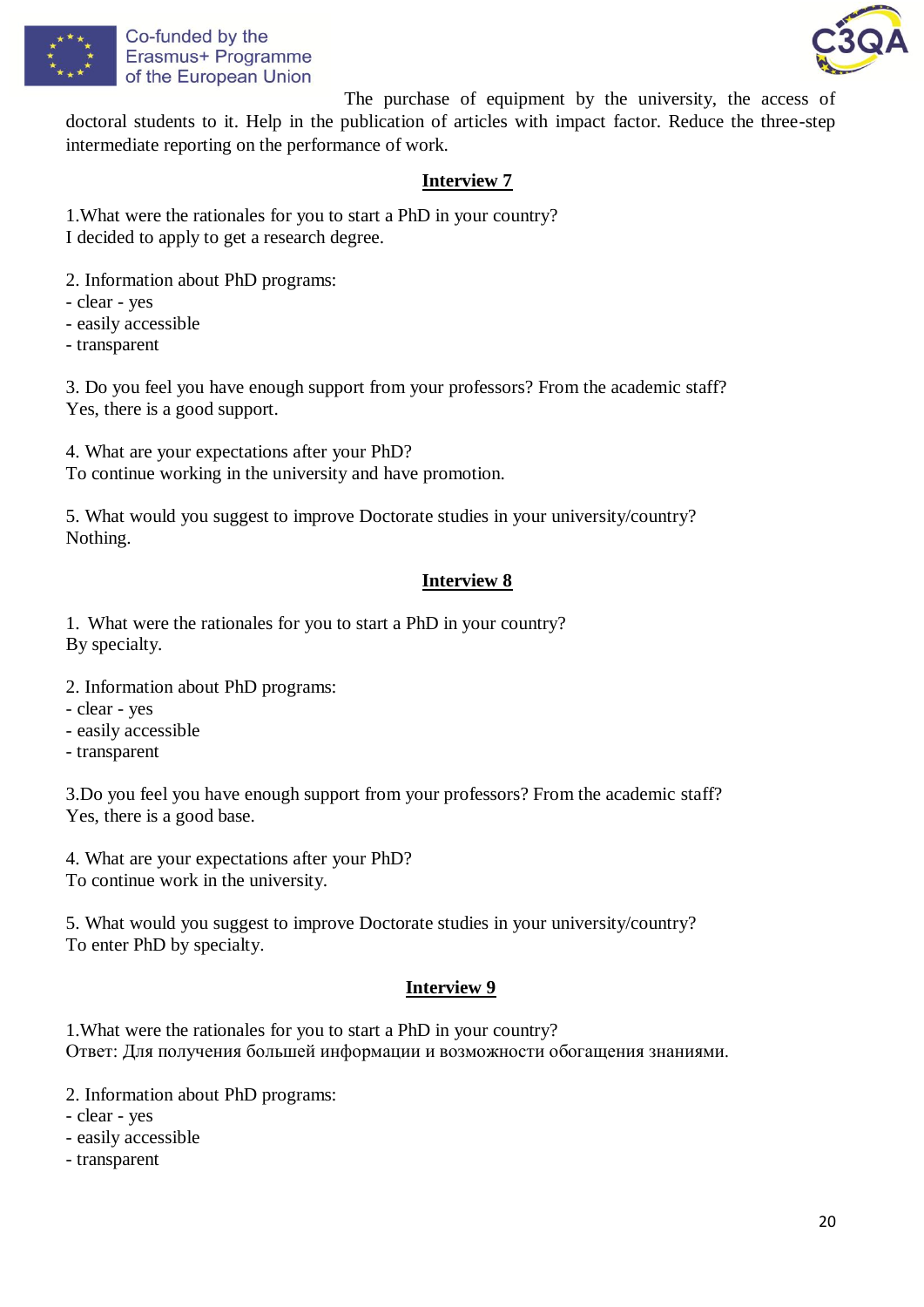The purchase of equipment by the university, the access of doctoral students to it. Help in the publication of articles with impact factor. Reduce the three-step intermediate reporting on the performance of work.

## Interview 7

1.What were the rationales for you to start a PhD in your country?
I decided to apply to get a research degree.

2. Information about PhD programs:
- clear - yes
- easily accessible
- transparent

3. Do you feel you have enough support from your professors? From the academic staff?
Yes, there is a good support.

4. What are your expectations after your PhD?
To continue working in the university and have promotion.

5. What would you suggest to improve Doctorate studies in your university/country?
Nothing.

## Interview 8

1. What were the rationales for you to start a PhD in your country?
By specialty.

2. Information about PhD programs:
- clear - yes
- easily accessible
- transparent

3.Do you feel you have enough support from your professors? From the academic staff?
Yes, there is a good base.

4. What are your expectations after your PhD?
To continue work in the university.

5. What would you suggest to improve Doctorate studies in your university/country?
To enter PhD by specialty.

## Interview 9

1.What were the rationales for you to start a PhD in your country?
Ответ: Для получения большей информации и возможности обогащения знаниями.

2. Information about PhD programs:
- clear - yes
- easily accessible
- transparent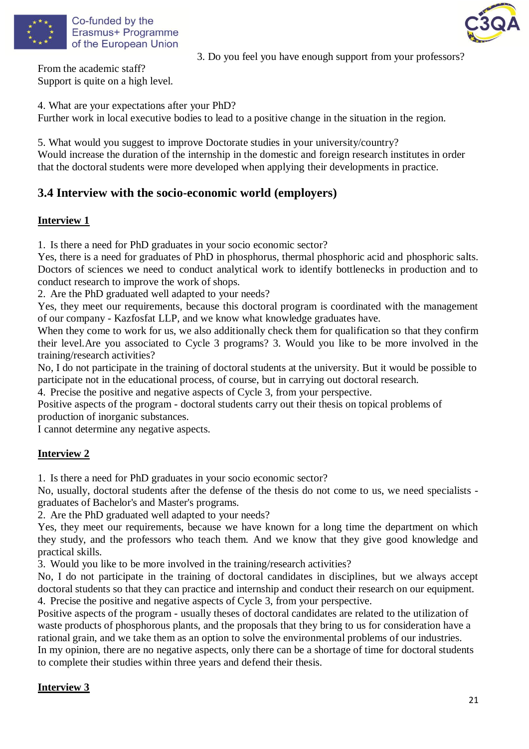3. Do you feel you have enough support from your professors? From the academic staff?
Support is quite on a high level.

4. What are your expectations after your PhD?
Further work in local executive bodies to lead to a positive change in the situation in the region.

5. What would you suggest to improve Doctorate studies in your university/country?
Would increase the duration of the internship in the domestic and foreign research institutes in order that the doctoral students were more developed when applying their developments in practice.

## 3.4 Interview with the socio-economic world (employers)

**Interview 1**

1. Is there a need for PhD graduates in your socio economic sector?
Yes, there is a need for graduates of PhD in phosphorus, thermal phosphoric acid and phosphoric salts. Doctors of sciences we need to conduct analytical work to identify bottlenecks in production and to conduct research to improve the work of shops.
2. Are the PhD graduated well adapted to your needs?
Yes, they meet our requirements, because this doctoral program is coordinated with the management of our company - Kazfosfat LLP, and we know what knowledge graduates have.
When they come to work for us, we also additionally check them for qualification so that they confirm their level.Are you associated to Cycle 3 programs? 3. Would you like to be more involved in the training/research activities?
No, I do not participate in the training of doctoral students at the university. But it would be possible to participate not in the educational process, of course, but in carrying out doctoral research.
4. Precise the positive and negative aspects of Cycle 3, from your perspective.
Positive aspects of the program - doctoral students carry out their thesis on topical problems of production of inorganic substances.
I cannot determine any negative aspects.

**Interview 2**

1. Is there a need for PhD graduates in your socio economic sector?
No, usually, doctoral students after the defense of the thesis do not come to us, we need specialists - graduates of Bachelor's and Master's programs.
2. Are the PhD graduated well adapted to your needs?
Yes, they meet our requirements, because we have known for a long time the department on which they study, and the professors who teach them. And we know that they give good knowledge and practical skills.
3. Would you like to be more involved in the training/research activities?
No, I do not participate in the training of doctoral candidates in disciplines, but we always accept doctoral students so that they can practice and internship and conduct their research on our equipment.
4. Precise the positive and negative aspects of Cycle 3, from your perspective.
Positive aspects of the program - usually theses of doctoral candidates are related to the utilization of waste products of phosphorous plants, and the proposals that they bring to us for consideration have a rational grain, and we take them as an option to solve the environmental problems of our industries.
In my opinion, there are no negative aspects, only there can be a shortage of time for doctoral students to complete their studies within three years and defend their thesis.

**Interview 3**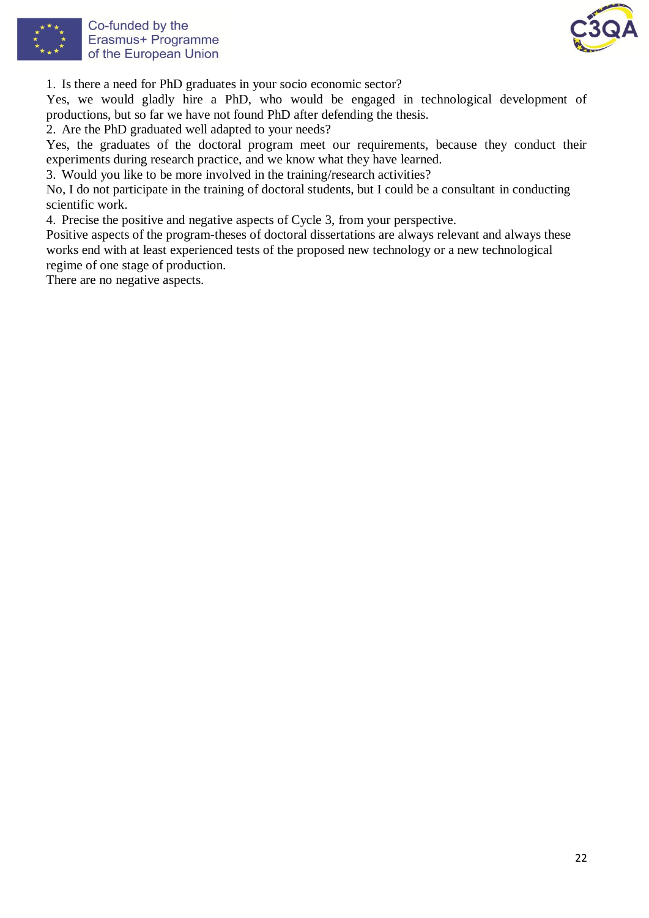1. Is there a need for PhD graduates in your socio economic sector?

Yes, we would gladly hire a PhD, who would be engaged in technological development of productions, but so far we have not found PhD after defending the thesis.

2. Are the PhD graduated well adapted to your needs?

Yes, the graduates of the doctoral program meet our requirements, because they conduct their experiments during research practice, and we know what they have learned.

3. Would you like to be more involved in the training/research activities?

No, I do not participate in the training of doctoral students, but I could be a consultant in conducting scientific work.

4. Precise the positive and negative aspects of Cycle 3, from your perspective.

Positive aspects of the program-theses of doctoral dissertations are always relevant and always these works end with at least experienced tests of the proposed new technology or a new technological regime of one stage of production.

There are no negative aspects.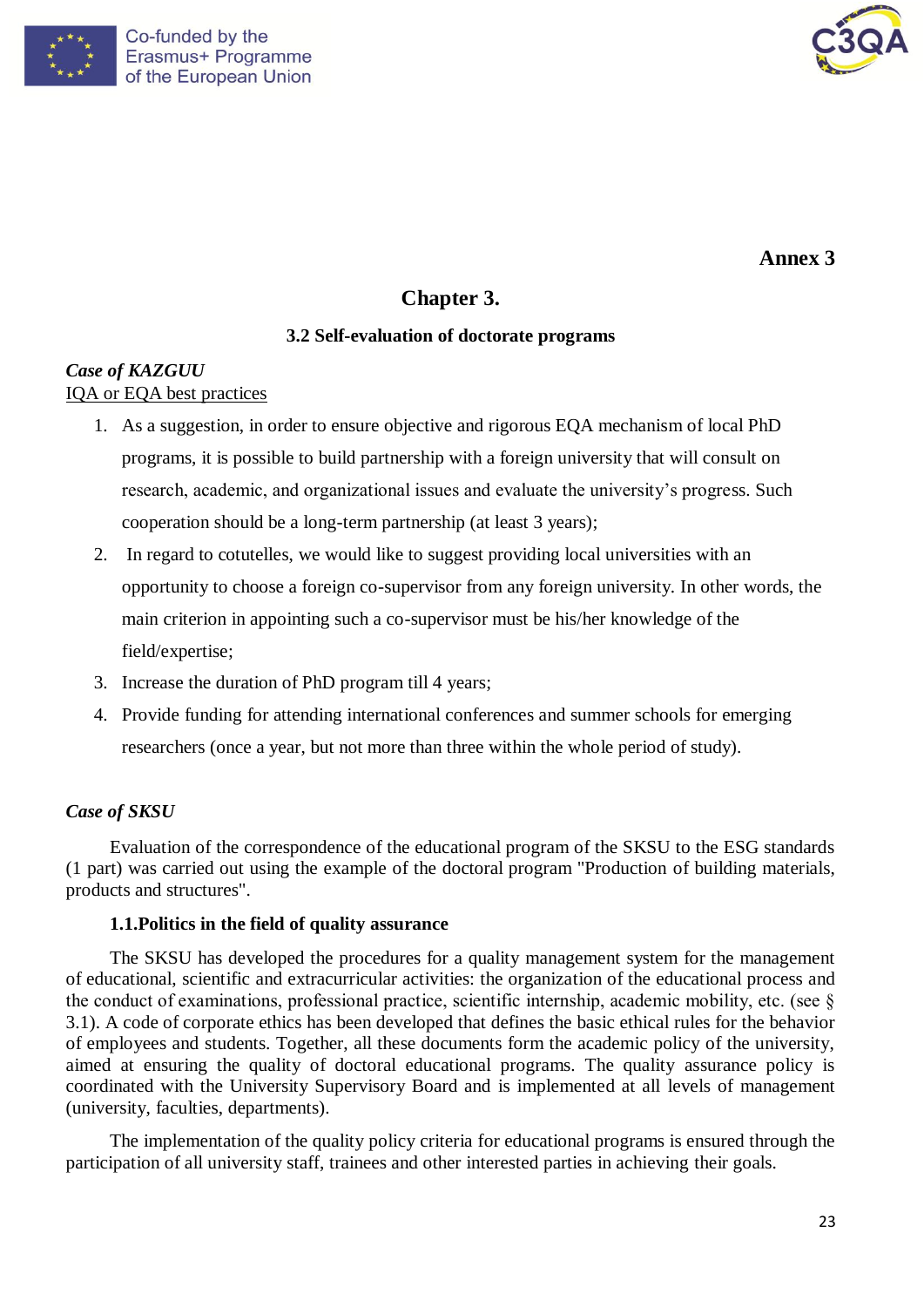**Annex 3**

# Chapter 3.

## 3.2 Self-evaluation of doctorate programs

***Case of KAZGUU***

IQA or EQA best practices

1. As a suggestion, in order to ensure objective and rigorous EQA mechanism of local PhD programs, it is possible to build partnership with a foreign university that will consult on research, academic, and organizational issues and evaluate the university's progress. Such cooperation should be a long-term partnership (at least 3 years);
2. In regard to cotutelles, we would like to suggest providing local universities with an opportunity to choose a foreign co-supervisor from any foreign university. In other words, the main criterion in appointing such a co-supervisor must be his/her knowledge of the field/expertise;
3. Increase the duration of PhD program till 4 years;
4. Provide funding for attending international conferences and summer schools for emerging researchers (once a year, but not more than three within the whole period of study).

***Case of SKSU***

Evaluation of the correspondence of the educational program of the SKSU to the ESG standards (1 part) was carried out using the example of the doctoral program "Production of building materials, products and structures".

**1.1.Politics in the field of quality assurance**

The SKSU has developed the procedures for a quality management system for the management of educational, scientific and extracurricular activities: the organization of the educational process and the conduct of examinations, professional practice, scientific internship, academic mobility, etc. (see § 3.1). A code of corporate ethics has been developed that defines the basic ethical rules for the behavior of employees and students. Together, all these documents form the academic policy of the university, aimed at ensuring the quality of doctoral educational programs. The quality assurance policy is coordinated with the University Supervisory Board and is implemented at all levels of management (university, faculties, departments).

The implementation of the quality policy criteria for educational programs is ensured through the participation of all university staff, trainees and other interested parties in achieving their goals.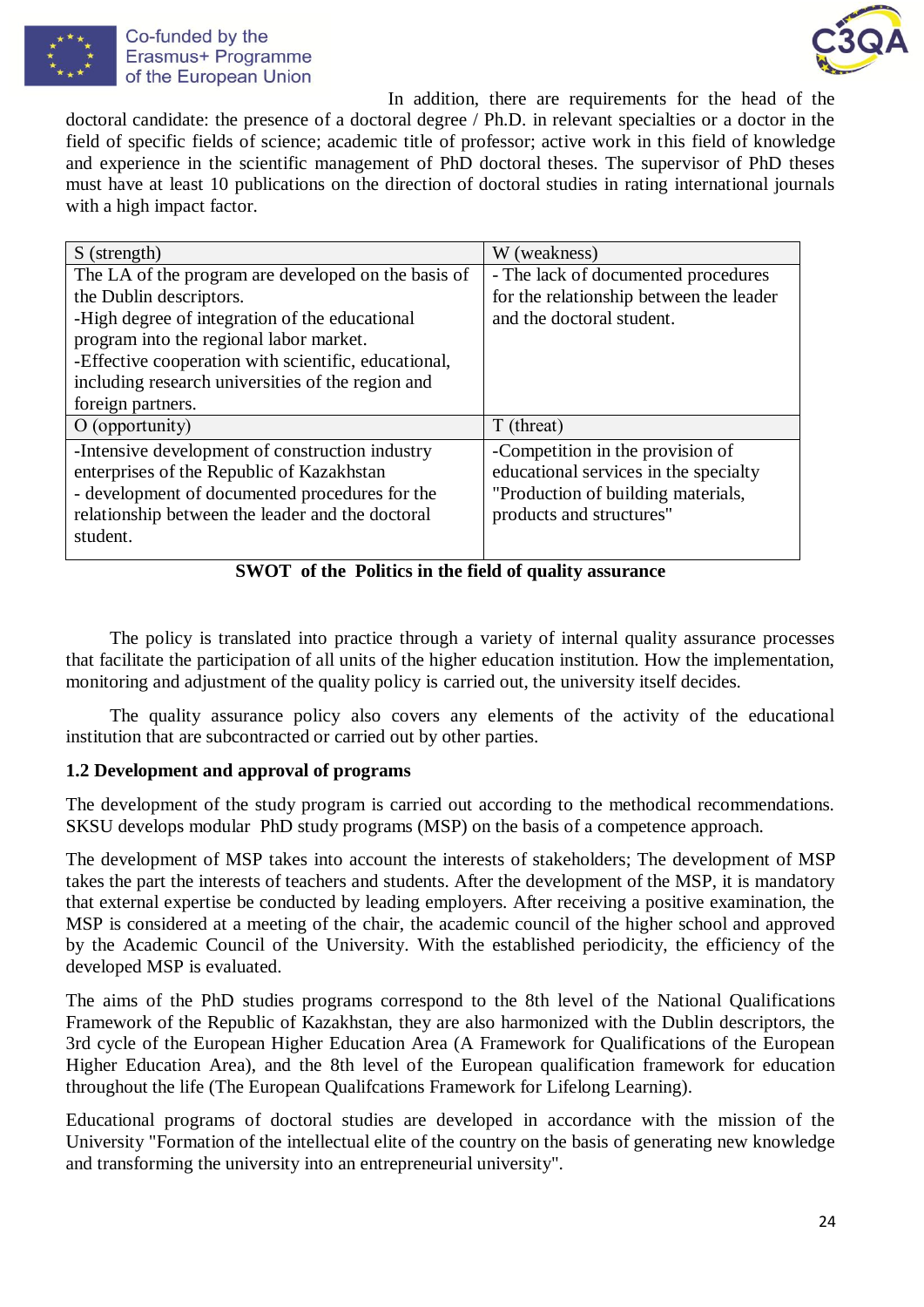In addition, there are requirements for the head of the doctoral candidate: the presence of a doctoral degree / Ph.D. in relevant specialties or a doctor in the field of specific fields of science; academic title of professor; active work in this field of knowledge and experience in the scientific management of PhD doctoral theses. The supervisor of PhD theses must have at least 10 publications on the direction of doctoral studies in rating international journals with a high impact factor.

| S (strength) | W (weakness) |
|---|---|
| The LA of the program are developed on the basis of the Dublin descriptors.<br>-High degree of integration of the educational program into the regional labor market.<br>-Effective cooperation with scientific, educational, including research universities of the region and foreign partners. | - The lack of documented procedures for the relationship between the leader and the doctoral student. |
| **O (opportunity)** | **T (threat)** |
| -Intensive development of construction industry enterprises of the Republic of Kazakhstan<br>- development of documented procedures for the relationship between the leader and the doctoral student. | -Competition in the provision of educational services in the specialty "Production of building materials, products and structures" |

**SWOT of the Politics in the field of quality assurance**

The policy is translated into practice through a variety of internal quality assurance processes that facilitate the participation of all units of the higher education institution. How the implementation, monitoring and adjustment of the quality policy is carried out, the university itself decides.

The quality assurance policy also covers any elements of the activity of the educational institution that are subcontracted or carried out by other parties.

**1.2 Development and approval of programs**

The development of the study program is carried out according to the methodical recommendations. SKSU develops modular PhD study programs (MSP) on the basis of a competence approach.

The development of MSP takes into account the interests of stakeholders; The development of MSP takes the part the interests of teachers and students. After the development of the MSP, it is mandatory that external expertise be conducted by leading employers. After receiving a positive examination, the MSP is considered at a meeting of the chair, the academic council of the higher school and approved by the Academic Council of the University. With the established periodicity, the efficiency of the developed MSP is evaluated.

The aims of the PhD studies programs correspond to the 8th level of the National Qualifications Framework of the Republic of Kazakhstan, they are also harmonized with the Dublin descriptors, the 3rd cycle of the European Higher Education Area (A Framework for Qualifications of the European Higher Education Area), and the 8th level of the European qualification framework for education throughout the life (The European Qualifcations Framework for Lifelong Learning).

Educational programs of doctoral studies are developed in accordance with the mission of the University "Formation of the intellectual elite of the country on the basis of generating new knowledge and transforming the university into an entrepreneurial university".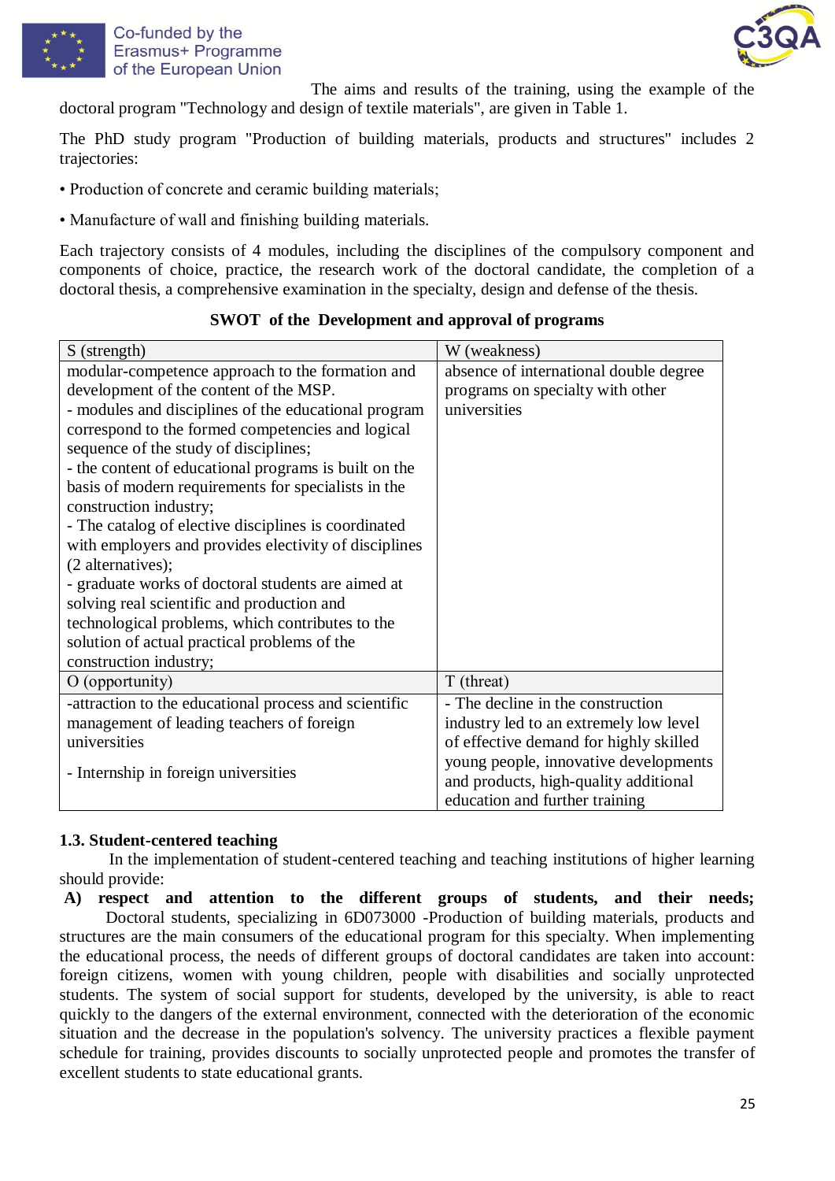The aims and results of the training, using the example of the doctoral program "Technology and design of textile materials", are given in Table 1.

The PhD study program "Production of building materials, products and structures" includes 2 trajectories:

• Production of concrete and ceramic building materials;

• Manufacture of wall and finishing building materials.

Each trajectory consists of 4 modules, including the disciplines of the compulsory component and components of choice, practice, the research work of the doctoral candidate, the completion of a doctoral thesis, a comprehensive examination in the specialty, design and defense of the thesis.

**SWOT of the Development and approval of programs**

| S (strength) | W (weakness) |
|---|---|
| modular-competence approach to the formation and development of the content of the MSP.<br>- modules and disciplines of the educational program correspond to the formed competencies and logical sequence of the study of disciplines;<br>- the content of educational programs is built on the basis of modern requirements for specialists in the construction industry;<br>- The catalog of elective disciplines is coordinated with employers and provides electivity of disciplines (2 alternatives);<br>- graduate works of doctoral students are aimed at solving real scientific and production and technological problems, which contributes to the solution of actual practical problems of the construction industry; | absence of international double degree programs on specialty with other universities |
| O (opportunity) | T (threat) |
| -attraction to the educational process and scientific management of leading teachers of foreign universities<br><br>- Internship in foreign universities | - The decline in the construction industry led to an extremely low level of effective demand for highly skilled young people, innovative developments and products, high-quality additional education and further training |

### 1.3. Student-centered teaching

In the implementation of student-centered teaching and teaching institutions of higher learning should provide:

**A) respect and attention to the different groups of students, and their needs;**

Doctoral students, specializing in 6D073000 -Production of building materials, products and structures are the main consumers of the educational program for this specialty. When implementing the educational process, the needs of different groups of doctoral candidates are taken into account: foreign citizens, women with young children, people with disabilities and socially unprotected students. The system of social support for students, developed by the university, is able to react quickly to the dangers of the external environment, connected with the deterioration of the economic situation and the decrease in the population's solvency. The university practices a flexible payment schedule for training, provides discounts to socially unprotected people and promotes the transfer of excellent students to state educational grants.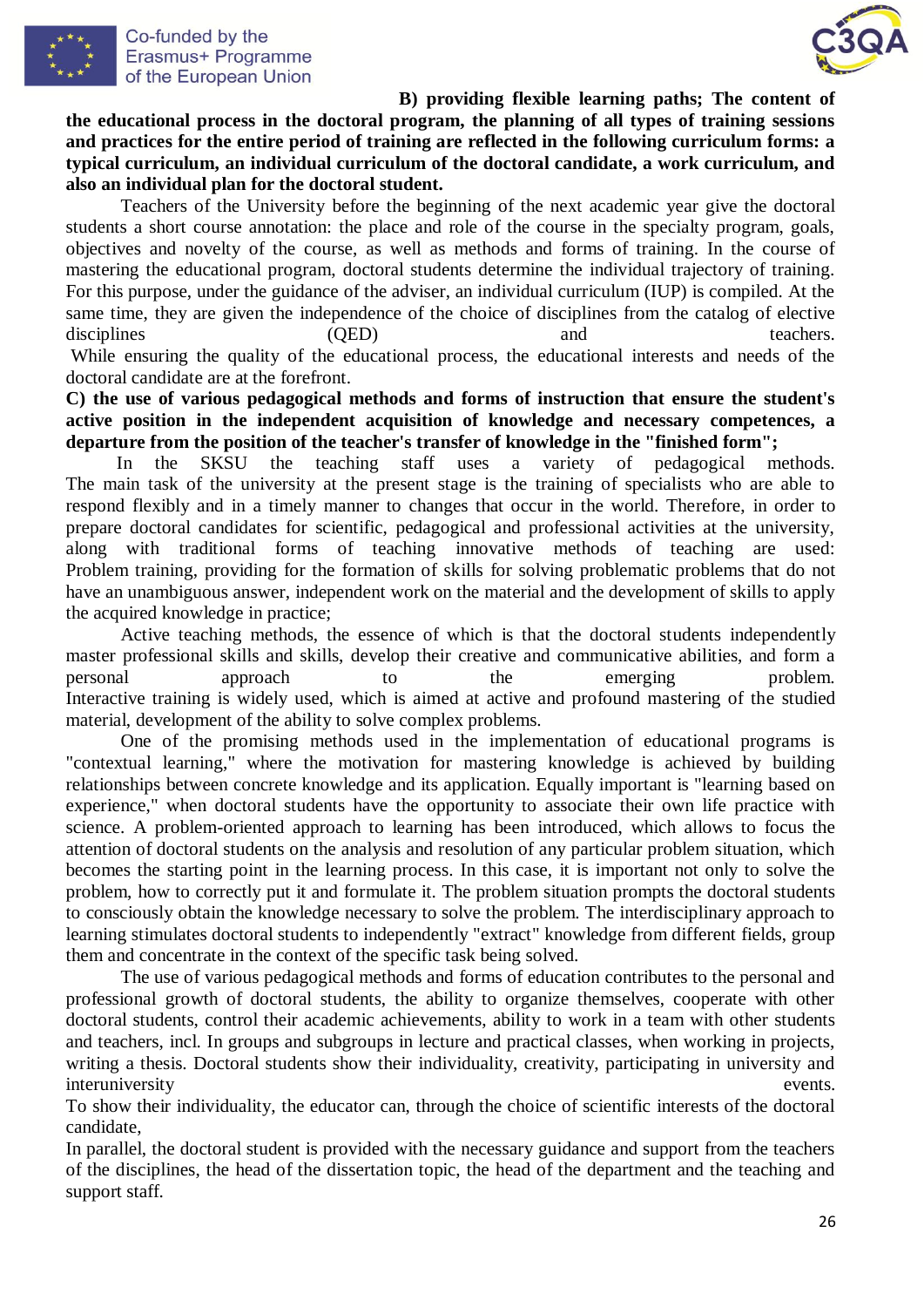**B) providing flexible learning paths; The content of the educational process in the doctoral program, the planning of all types of training sessions and practices for the entire period of training are reflected in the following curriculum forms: a typical curriculum, an individual curriculum of the doctoral candidate, a work curriculum, and also an individual plan for the doctoral student.**

Teachers of the University before the beginning of the next academic year give the doctoral students a short course annotation: the place and role of the course in the specialty program, goals, objectives and novelty of the course, as well as methods and forms of training. In the course of mastering the educational program, doctoral students determine the individual trajectory of training. For this purpose, under the guidance of the adviser, an individual curriculum (IUP) is compiled. At the same time, they are given the independence of the choice of disciplines from the catalog of elective disciplines (QED) and teachers.

While ensuring the quality of the educational process, the educational interests and needs of the doctoral candidate are at the forefront.

**C) the use of various pedagogical methods and forms of instruction that ensure the student's active position in the independent acquisition of knowledge and necessary competences, a departure from the position of the teacher's transfer of knowledge in the "finished form";**

In the SKSU the teaching staff uses a variety of pedagogical methods. The main task of the university at the present stage is the training of specialists who are able to respond flexibly and in a timely manner to changes that occur in the world. Therefore, in order to prepare doctoral candidates for scientific, pedagogical and professional activities at the university, along with traditional forms of teaching innovative methods of teaching are used: Problem training, providing for the formation of skills for solving problematic problems that do not have an unambiguous answer, independent work on the material and the development of skills to apply the acquired knowledge in practice;

Active teaching methods, the essence of which is that the doctoral students independently master professional skills and skills, develop their creative and communicative abilities, and form a personal approach to the emerging problem. Interactive training is widely used, which is aimed at active and profound mastering of the studied material, development of the ability to solve complex problems.

One of the promising methods used in the implementation of educational programs is "contextual learning," where the motivation for mastering knowledge is achieved by building relationships between concrete knowledge and its application. Equally important is "learning based on experience," when doctoral students have the opportunity to associate their own life practice with science. A problem-oriented approach to learning has been introduced, which allows to focus the attention of doctoral students on the analysis and resolution of any particular problem situation, which becomes the starting point in the learning process. In this case, it is important not only to solve the problem, how to correctly put it and formulate it. The problem situation prompts the doctoral students to consciously obtain the knowledge necessary to solve the problem. The interdisciplinary approach to learning stimulates doctoral students to independently "extract" knowledge from different fields, group them and concentrate in the context of the specific task being solved.

The use of various pedagogical methods and forms of education contributes to the personal and professional growth of doctoral students, the ability to organize themselves, cooperate with other doctoral students, control their academic achievements, ability to work in a team with other students and teachers, incl. In groups and subgroups in lecture and practical classes, when working in projects, writing a thesis. Doctoral students show their individuality, creativity, participating in university and interuniversity events.

To show their individuality, the educator can, through the choice of scientific interests of the doctoral candidate,

In parallel, the doctoral student is provided with the necessary guidance and support from the teachers of the disciplines, the head of the dissertation topic, the head of the department and the teaching and support staff.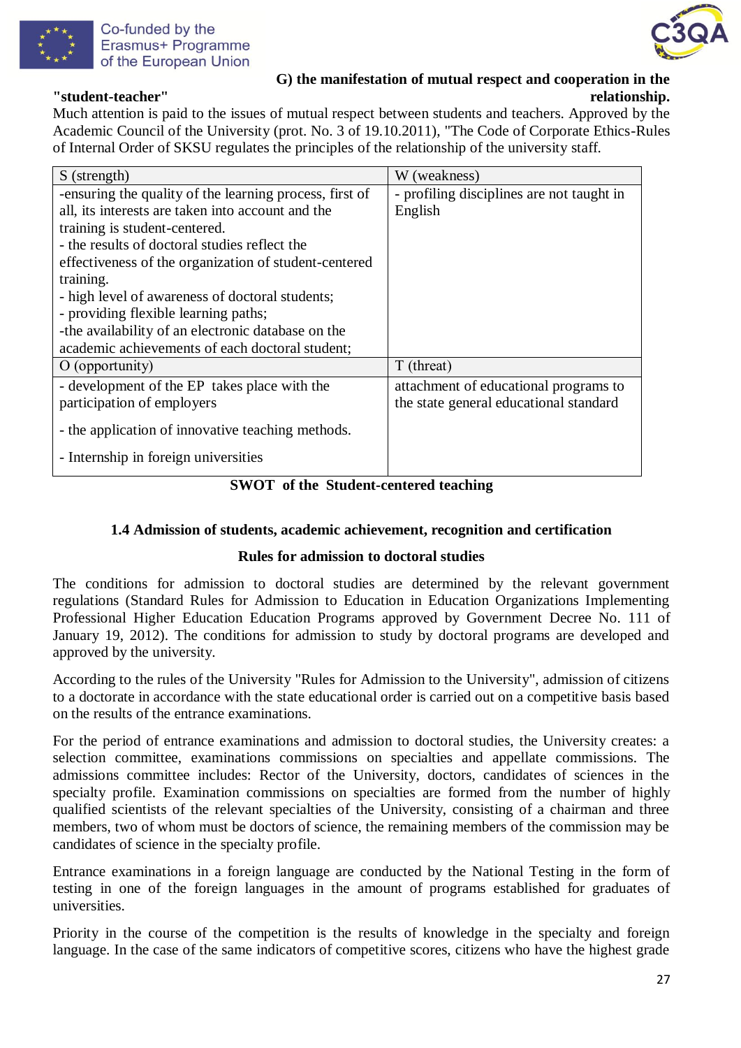**G) the manifestation of mutual respect and cooperation in the "student-teacher" relationship.**

Much attention is paid to the issues of mutual respect between students and teachers. Approved by the Academic Council of the University (prot. No. 3 of 19.10.2011), "The Code of Corporate Ethics-Rules of Internal Order of SKSU regulates the principles of the relationship of the university staff.

| S (strength) | W (weakness) |
|---|---|
| -ensuring the quality of the learning process, first of all, its interests are taken into account and the training is student-centered.<br>- the results of doctoral studies reflect the effectiveness of the organization of student-centered training.<br>- high level of awareness of doctoral students;<br>- providing flexible learning paths;<br>-the availability of an electronic database on the academic achievements of each doctoral student; | - profiling disciplines are not taught in English |
| **O (opportunity)** | **T (threat)** |
| - development of the EP takes place with the participation of employers<br><br>- the application of innovative teaching methods.<br><br>- Internship in foreign universities | attachment of educational programs to the state general educational standard |

**SWOT of the Student-centered teaching**

### 1.4 Admission of students, academic achievement, recognition and certification

**Rules for admission to doctoral studies**

The conditions for admission to doctoral studies are determined by the relevant government regulations (Standard Rules for Admission to Education in Education Organizations Implementing Professional Higher Education Education Programs approved by Government Decree No. 111 of January 19, 2012). The conditions for admission to study by doctoral programs are developed and approved by the university.

According to the rules of the University "Rules for Admission to the University", admission of citizens to a doctorate in accordance with the state educational order is carried out on a competitive basis based on the results of the entrance examinations.

For the period of entrance examinations and admission to doctoral studies, the University creates: a selection committee, examinations commissions on specialties and appellate commissions. The admissions committee includes: Rector of the University, doctors, candidates of sciences in the specialty profile. Examination commissions on specialties are formed from the number of highly qualified scientists of the relevant specialties of the University, consisting of a chairman and three members, two of whom must be doctors of science, the remaining members of the commission may be candidates of science in the specialty profile.

Entrance examinations in a foreign language are conducted by the National Testing in the form of testing in one of the foreign languages in the amount of programs established for graduates of universities.

Priority in the course of the competition is the results of knowledge in the specialty and foreign language. In the case of the same indicators of competitive scores, citizens who have the highest grade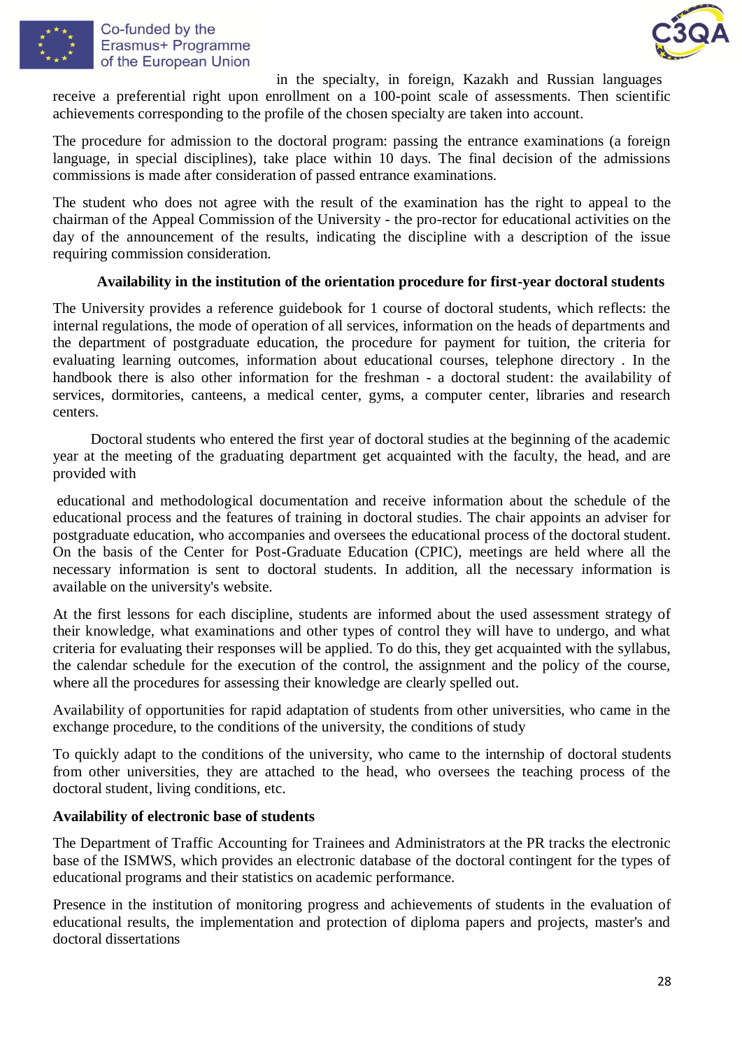in the specialty, in foreign, Kazakh and Russian languages receive a preferential right upon enrollment on a 100-point scale of assessments. Then scientific achievements corresponding to the profile of the chosen specialty are taken into account.

The procedure for admission to the doctoral program: passing the entrance examinations (a foreign language, in special disciplines), take place within 10 days. The final decision of the admissions commissions is made after consideration of passed entrance examinations.

The student who does not agree with the result of the examination has the right to appeal to the chairman of the Appeal Commission of the University - the pro-rector for educational activities on the day of the announcement of the results, indicating the discipline with a description of the issue requiring commission consideration.

**Availability in the institution of the orientation procedure for first-year doctoral students**

The University provides a reference guidebook for 1 course of doctoral students, which reflects: the internal regulations, the mode of operation of all services, information on the heads of departments and the department of postgraduate education, the procedure for payment for tuition, the criteria for evaluating learning outcomes, information about educational courses, telephone directory . In the handbook there is also other information for the freshman - a doctoral student: the availability of services, dormitories, canteens, a medical center, gyms, a computer center, libraries and research centers.

Doctoral students who entered the first year of doctoral studies at the beginning of the academic year at the meeting of the graduating department get acquainted with the faculty, the head, and are provided with

educational and methodological documentation and receive information about the schedule of the educational process and the features of training in doctoral studies. The chair appoints an adviser for postgraduate education, who accompanies and oversees the educational process of the doctoral student. On the basis of the Center for Post-Graduate Education (CPIC), meetings are held where all the necessary information is sent to doctoral students. In addition, all the necessary information is available on the university's website.

At the first lessons for each discipline, students are informed about the used assessment strategy of their knowledge, what examinations and other types of control they will have to undergo, and what criteria for evaluating their responses will be applied. To do this, they get acquainted with the syllabus, the calendar schedule for the execution of the control, the assignment and the policy of the course, where all the procedures for assessing their knowledge are clearly spelled out.

Availability of opportunities for rapid adaptation of students from other universities, who came in the exchange procedure, to the conditions of the university, the conditions of study

To quickly adapt to the conditions of the university, who came to the internship of doctoral students from other universities, they are attached to the head, who oversees the teaching process of the doctoral student, living conditions, etc.

**Availability of electronic base of students**

The Department of Traffic Accounting for Trainees and Administrators at the PR tracks the electronic base of the ISMWS, which provides an electronic database of the doctoral contingent for the types of educational programs and their statistics on academic performance.

Presence in the institution of monitoring progress and achievements of students in the evaluation of educational results, the implementation and protection of diploma papers and projects, master's and doctoral dissertations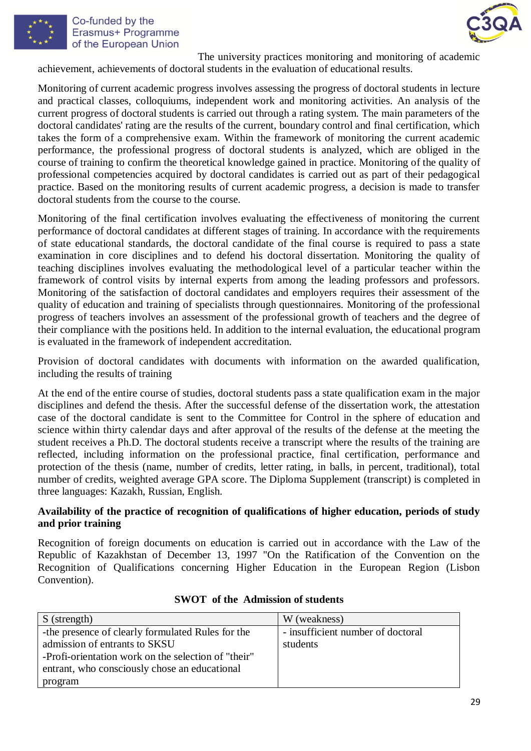The university practices monitoring and monitoring of academic achievement, achievements of doctoral students in the evaluation of educational results.

Monitoring of current academic progress involves assessing the progress of doctoral students in lecture and practical classes, colloquiums, independent work and monitoring activities. An analysis of the current progress of doctoral students is carried out through a rating system. The main parameters of the doctoral candidates' rating are the results of the current, boundary control and final certification, which takes the form of a comprehensive exam. Within the framework of monitoring the current academic performance, the professional progress of doctoral students is analyzed, which are obliged in the course of training to confirm the theoretical knowledge gained in practice. Monitoring of the quality of professional competencies acquired by doctoral candidates is carried out as part of their pedagogical practice. Based on the monitoring results of current academic progress, a decision is made to transfer doctoral students from the course to the course.

Monitoring of the final certification involves evaluating the effectiveness of monitoring the current performance of doctoral candidates at different stages of training. In accordance with the requirements of state educational standards, the doctoral candidate of the final course is required to pass a state examination in core disciplines and to defend his doctoral dissertation. Monitoring the quality of teaching disciplines involves evaluating the methodological level of a particular teacher within the framework of control visits by internal experts from among the leading professors and professors. Monitoring of the satisfaction of doctoral candidates and employers requires their assessment of the quality of education and training of specialists through questionnaires. Monitoring of the professional progress of teachers involves an assessment of the professional growth of teachers and the degree of their compliance with the positions held. In addition to the internal evaluation, the educational program is evaluated in the framework of independent accreditation.

Provision of doctoral candidates with documents with information on the awarded qualification, including the results of training

At the end of the entire course of studies, doctoral students pass a state qualification exam in the major disciplines and defend the thesis. After the successful defense of the dissertation work, the attestation case of the doctoral candidate is sent to the Committee for Control in the sphere of education and science within thirty calendar days and after approval of the results of the defense at the meeting the student receives a Ph.D. The doctoral students receive a transcript where the results of the training are reflected, including information on the professional practice, final certification, performance and protection of the thesis (name, number of credits, letter rating, in balls, in percent, traditional), total number of credits, weighted average GPA score. The Diploma Supplement (transcript) is completed in three languages: Kazakh, Russian, English.

**Availability of the practice of recognition of qualifications of higher education, periods of study and prior training**

Recognition of foreign documents on education is carried out in accordance with the Law of the Republic of Kazakhstan of December 13, 1997 "On the Ratification of the Convention on the Recognition of Qualifications concerning Higher Education in the European Region (Lisbon Convention).

**SWOT of the Admission of students**

| S (strength) | W (weakness) |
|---|---|
| -the presence of clearly formulated Rules for the admission of entrants to SKSU<br>-Profi-orientation work on the selection of "their" entrant, who consciously chose an educational program | - insufficient number of doctoral students |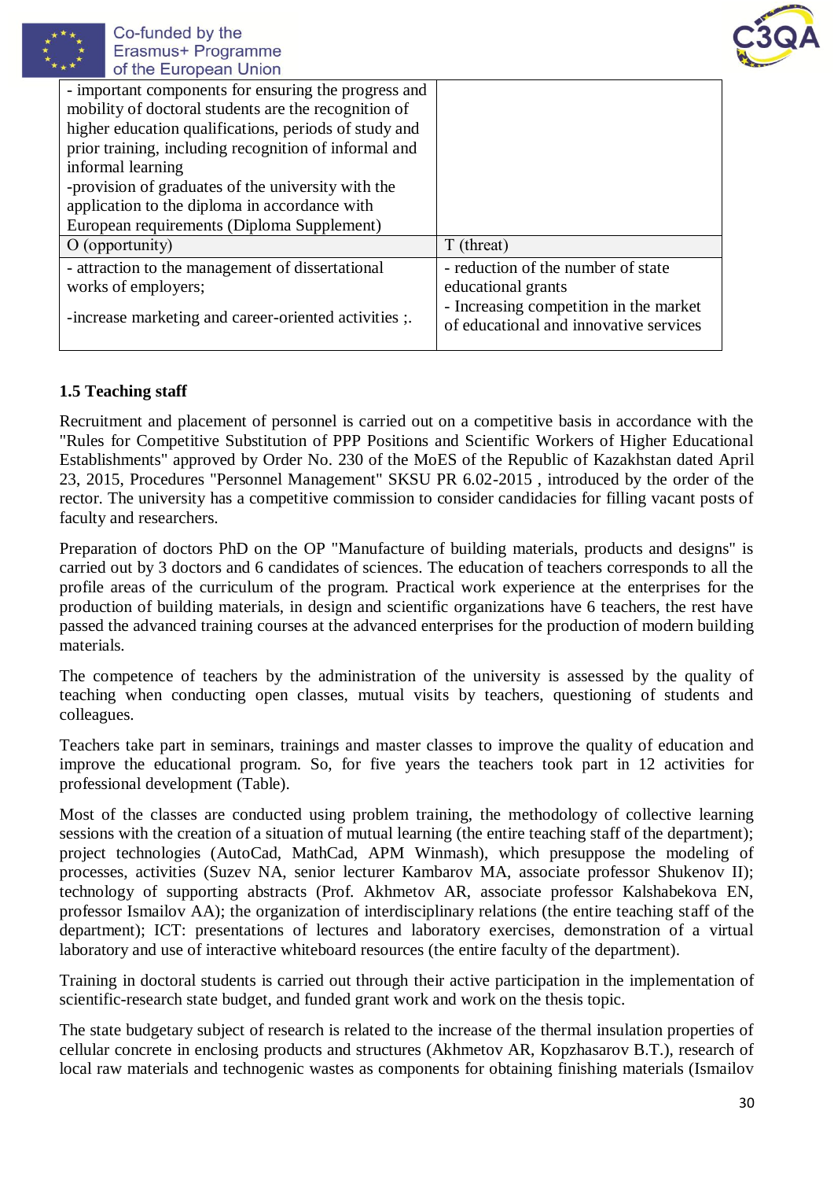| | |
|---|---|
| - important components for ensuring the progress and mobility of doctoral students are the recognition of higher education qualifications, periods of study and prior training, including recognition of informal and informal learning<br>-provision of graduates of the university with the application to the diploma in accordance with European requirements (Diploma Supplement) | |
| O (opportunity) | T (threat) |
| - attraction to the management of dissertational works of employers;<br>-increase marketing and career-oriented activities ;. | - reduction of the number of state educational grants<br>- Increasing competition in the market of educational and innovative services |

### 1.5 Teaching staff

Recruitment and placement of personnel is carried out on a competitive basis in accordance with the "Rules for Competitive Substitution of PPP Positions and Scientific Workers of Higher Educational Establishments" approved by Order No. 230 of the MoES of the Republic of Kazakhstan dated April 23, 2015, Procedures "Personnel Management" SKSU PR 6.02-2015 , introduced by the order of the rector. The university has a competitive commission to consider candidacies for filling vacant posts of faculty and researchers.

Preparation of doctors PhD on the OP "Manufacture of building materials, products and designs" is carried out by 3 doctors and 6 candidates of sciences. The education of teachers corresponds to all the profile areas of the curriculum of the program. Practical work experience at the enterprises for the production of building materials, in design and scientific organizations have 6 teachers, the rest have passed the advanced training courses at the advanced enterprises for the production of modern building materials.

The competence of teachers by the administration of the university is assessed by the quality of teaching when conducting open classes, mutual visits by teachers, questioning of students and colleagues.

Teachers take part in seminars, trainings and master classes to improve the quality of education and improve the educational program. So, for five years the teachers took part in 12 activities for professional development (Table).

Most of the classes are conducted using problem training, the methodology of collective learning sessions with the creation of a situation of mutual learning (the entire teaching staff of the department); project technologies (AutoCad, MathCad, APM Winmash), which presuppose the modeling of processes, activities (Suzev NA, senior lecturer Kambarov MA, associate professor Shukenov II); technology of supporting abstracts (Prof. Akhmetov AR, associate professor Kalshabekova EN, professor Ismailov AA); the organization of interdisciplinary relations (the entire teaching staff of the department); ICT: presentations of lectures and laboratory exercises, demonstration of a virtual laboratory and use of interactive whiteboard resources (the entire faculty of the department).

Training in doctoral students is carried out through their active participation in the implementation of scientific-research state budget, and funded grant work and work on the thesis topic.

The state budgetary subject of research is related to the increase of the thermal insulation properties of cellular concrete in enclosing products and structures (Akhmetov AR, Kopzhasarov B.T.), research of local raw materials and technogenic wastes as components for obtaining finishing materials (Ismailov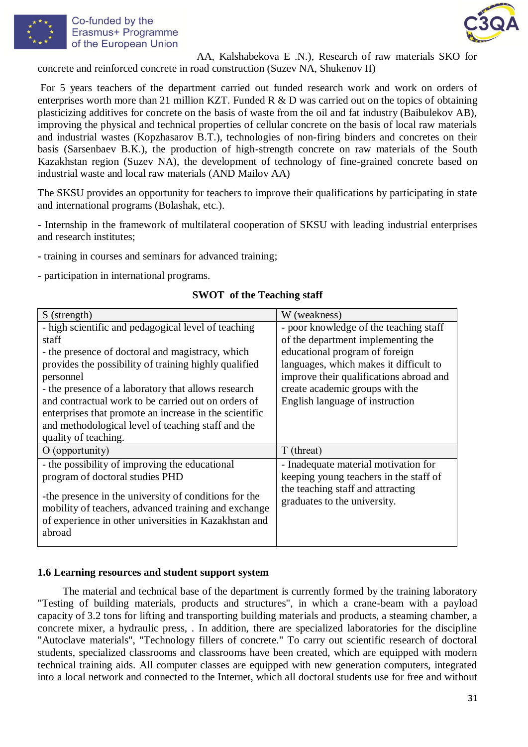AA, Kalshabekova E .N.), Research of raw materials SKO for concrete and reinforced concrete in road construction (Suzev NA, Shukenov II)

For 5 years teachers of the department carried out funded research work and work on orders of enterprises worth more than 21 million KZT. Funded R & D was carried out on the topics of obtaining plasticizing additives for concrete on the basis of waste from the oil and fat industry (Baibulekov AB), improving the physical and technical properties of cellular concrete on the basis of local raw materials and industrial wastes (Kopzhasarov B.T.), technologies of non-firing binders and concretes on their basis (Sarsenbaev B.K.), the production of high-strength concrete on raw materials of the South Kazakhstan region (Suzev NA), the development of technology of fine-grained concrete based on industrial waste and local raw materials (AND Mailov AA)

The SKSU provides an opportunity for teachers to improve their qualifications by participating in state and international programs (Bolashak, etc.).

- Internship in the framework of multilateral cooperation of SKSU with leading industrial enterprises and research institutes;

- training in courses and seminars for advanced training;

- participation in international programs.

**SWOT of the Teaching staff**

| S (strength) | W (weakness) |
|---|---|
| - high scientific and pedagogical level of teaching staff<br>- the presence of doctoral and magistracy, which provides the possibility of training highly qualified personnel<br>- the presence of a laboratory that allows research and contractual work to be carried out on orders of enterprises that promote an increase in the scientific and methodological level of teaching staff and the quality of teaching. | - poor knowledge of the teaching staff of the department implementing the educational program of foreign languages, which makes it difficult to improve their qualifications abroad and create academic groups with the English language of instruction |
| O (opportunity) | T (threat) |
| - the possibility of improving the educational program of doctoral studies PHD<br>-the presence in the university of conditions for the mobility of teachers, advanced training and exchange of experience in other universities in Kazakhstan and abroad | - Inadequate material motivation for keeping young teachers in the staff of the teaching staff and attracting graduates to the university. |

### 1.6 Learning resources and student support system

The material and technical base of the department is currently formed by the training laboratory "Testing of building materials, products and structures", in which a crane-beam with a payload capacity of 3.2 tons for lifting and transporting building materials and products, a steaming chamber, a concrete mixer, a hydraulic press, . In addition, there are specialized laboratories for the discipline "Autoclave materials", "Technology fillers of concrete." To carry out scientific research of doctoral students, specialized classrooms and classrooms have been created, which are equipped with modern technical training aids. All computer classes are equipped with new generation computers, integrated into a local network and connected to the Internet, which all doctoral students use for free and without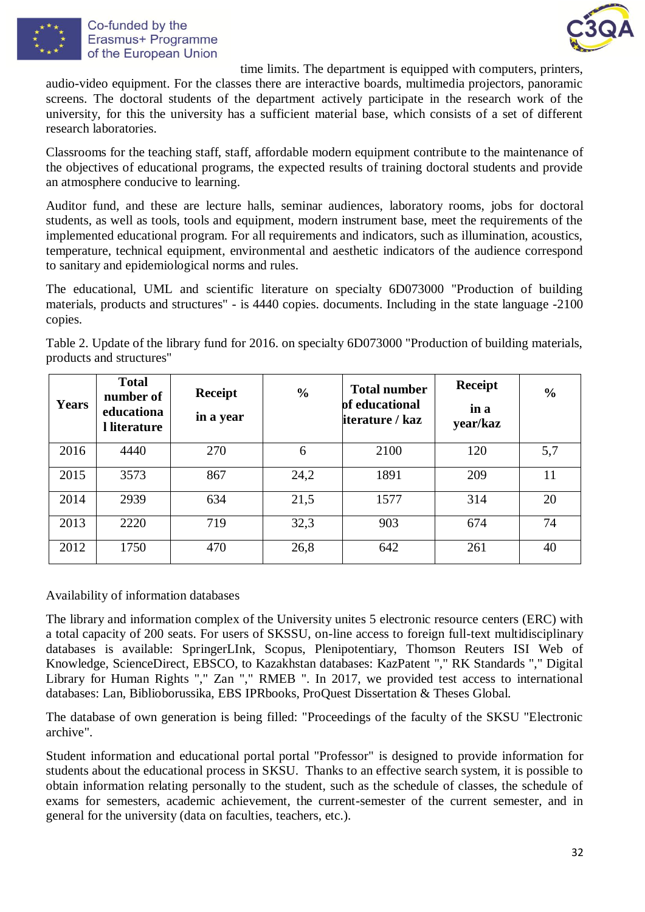time limits. The department is equipped with computers, printers, audio-video equipment. For the classes there are interactive boards, multimedia projectors, panoramic screens. The doctoral students of the department actively participate in the research work of the university, for this the university has a sufficient material base, which consists of a set of different research laboratories.

Classrooms for the teaching staff, staff, affordable modern equipment contribute to the maintenance of the objectives of educational programs, the expected results of training doctoral students and provide an atmosphere conducive to learning.

Auditor fund, and these are lecture halls, seminar audiences, laboratory rooms, jobs for doctoral students, as well as tools, tools and equipment, modern instrument base, meet the requirements of the implemented educational program. For all requirements and indicators, such as illumination, acoustics, temperature, technical equipment, environmental and aesthetic indicators of the audience correspond to sanitary and epidemiological norms and rules.

The educational, UML and scientific literature on specialty 6D073000 "Production of building materials, products and structures" - is 4440 copies. documents. Including in the state language -2100 copies.

Table 2. Update of the library fund for 2016. on specialty 6D073000 "Production of building materials, products and structures"

| Years | Total number of educational literature | Receipt in a year | % | Total number of educational literature / kaz | Receipt in a year/kaz | % |
|---|---|---|---|---|---|---|
| 2016 | 4440 | 270 | 6 | 2100 | 120 | 5,7 |
| 2015 | 3573 | 867 | 24,2 | 1891 | 209 | 11 |
| 2014 | 2939 | 634 | 21,5 | 1577 | 314 | 20 |
| 2013 | 2220 | 719 | 32,3 | 903 | 674 | 74 |
| 2012 | 1750 | 470 | 26,8 | 642 | 261 | 40 |

Availability of information databases

The library and information complex of the University unites 5 electronic resource centers (ERC) with a total capacity of 200 seats. For users of SKSSU, on-line access to foreign full-text multidisciplinary databases is available: SpringerLInk, Scopus, Plenipotentiary, Thomson Reuters ISI Web of Knowledge, ScienceDirect, EBSCO, to Kazakhstan databases: KazPatent "," RK Standards "," Digital Library for Human Rights "," Zan "," RMEB ". In 2017, we provided test access to international databases: Lan, Biblioborussika, EBS IPRbooks, ProQuest Dissertation & Theses Global.

The database of own generation is being filled: "Proceedings of the faculty of the SKSU "Electronic archive".

Student information and educational portal portal "Professor" is designed to provide information for students about the educational process in SKSU. Thanks to an effective search system, it is possible to obtain information relating personally to the student, such as the schedule of classes, the schedule of exams for semesters, academic achievement, the current-semester of the current semester, and in general for the university (data on faculties, teachers, etc.).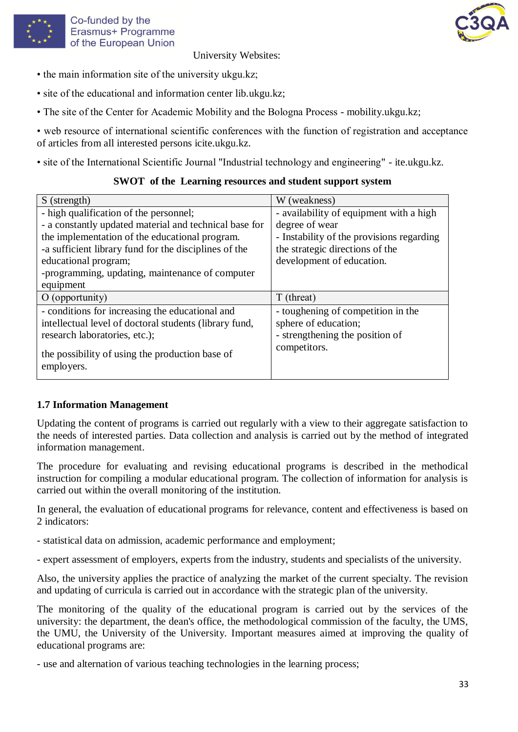University Websites:

• the main information site of the university ukgu.kz;

• site of the educational and information center lib.ukgu.kz;

• The site of the Center for Academic Mobility and the Bologna Process - mobility.ukgu.kz;

• web resource of international scientific conferences with the function of registration and acceptance of articles from all interested persons icite.ukgu.kz.

• site of the International Scientific Journal "Industrial technology and engineering" - ite.ukgu.kz.

**SWOT of the Learning resources and student support system**

| S (strength) | W (weakness) |
|---|---|
| - high qualification of the personnel;<br>- a constantly updated material and technical base for the implementation of the educational program.<br>-a sufficient library fund for the disciplines of the educational program;<br>-programming, updating, maintenance of computer equipment | - availability of equipment with a high degree of wear<br>- Instability of the provisions regarding the strategic directions of the development of education. |
| O (opportunity) | T (threat) |
| - conditions for increasing the educational and intellectual level of doctoral students (library fund, research laboratories, etc.);<br><br>the possibility of using the production base of employers. | - toughening of competition in the sphere of education;<br>- strengthening the position of competitors. |

### 1.7 Information Management

Updating the content of programs is carried out regularly with a view to their aggregate satisfaction to the needs of interested parties. Data collection and analysis is carried out by the method of integrated information management.

The procedure for evaluating and revising educational programs is described in the methodical instruction for compiling a modular educational program. The collection of information for analysis is carried out within the overall monitoring of the institution.

In general, the evaluation of educational programs for relevance, content and effectiveness is based on 2 indicators:

- statistical data on admission, academic performance and employment;

- expert assessment of employers, experts from the industry, students and specialists of the university.

Also, the university applies the practice of analyzing the market of the current specialty. The revision and updating of curricula is carried out in accordance with the strategic plan of the university.

The monitoring of the quality of the educational program is carried out by the services of the university: the department, the dean's office, the methodological commission of the faculty, the UMS, the UMU, the University of the University. Important measures aimed at improving the quality of educational programs are:

- use and alternation of various teaching technologies in the learning process;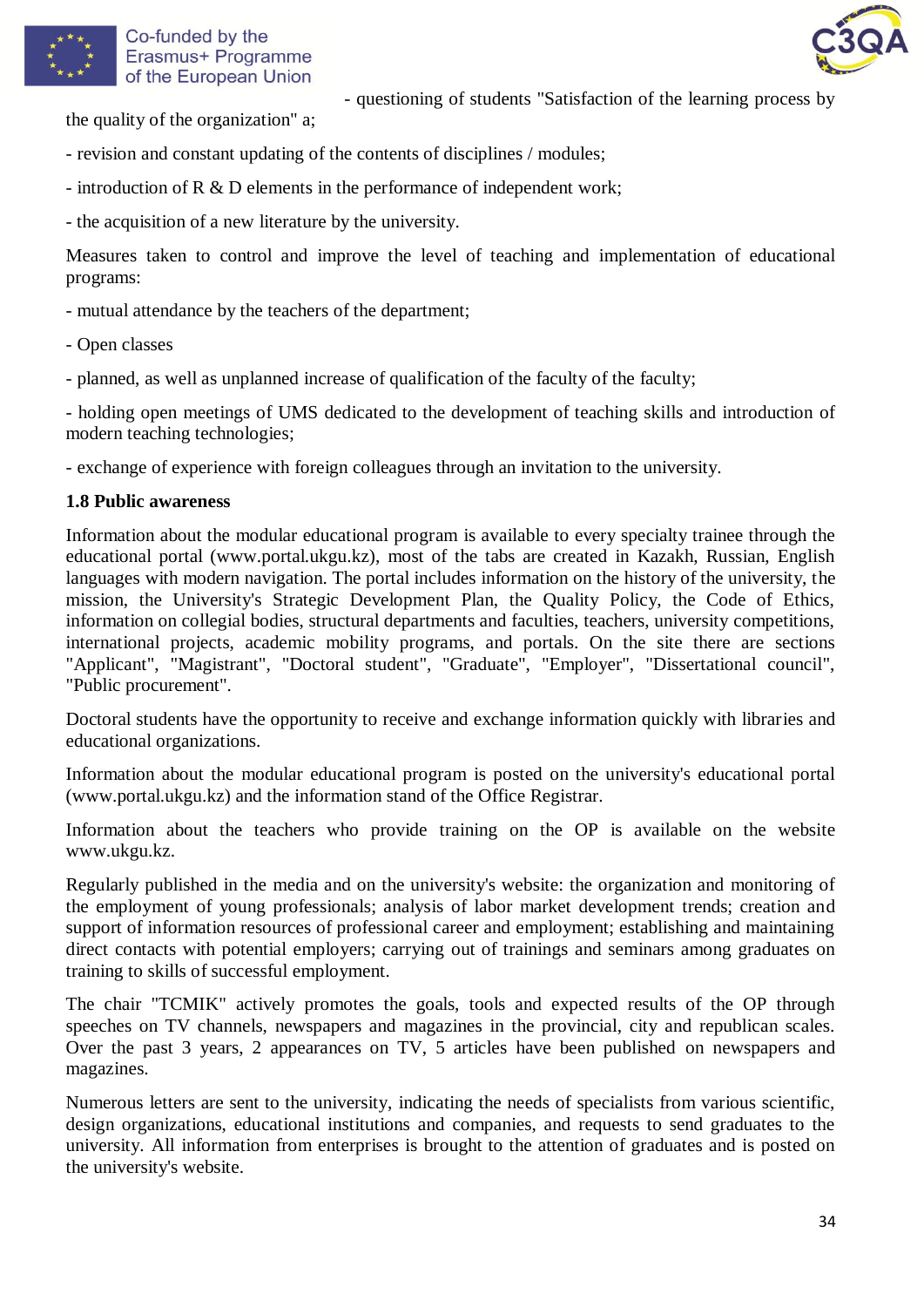- questioning of students "Satisfaction of the learning process by the quality of the organization" a;

- revision and constant updating of the contents of disciplines / modules;

- introduction of R & D elements in the performance of independent work;

- the acquisition of a new literature by the university.

Measures taken to control and improve the level of teaching and implementation of educational programs:

- mutual attendance by the teachers of the department;

- Open classes

- planned, as well as unplanned increase of qualification of the faculty of the faculty;

- holding open meetings of UMS dedicated to the development of teaching skills and introduction of modern teaching technologies;

- exchange of experience with foreign colleagues through an invitation to the university.

**1.8 Public awareness**

Information about the modular educational program is available to every specialty trainee through the educational portal (www.portal.ukgu.kz), most of the tabs are created in Kazakh, Russian, English languages with modern navigation. The portal includes information on the history of the university, the mission, the University's Strategic Development Plan, the Quality Policy, the Code of Ethics, information on collegial bodies, structural departments and faculties, teachers, university competitions, international projects, academic mobility programs, and portals. On the site there are sections "Applicant", "Magistrant", "Doctoral student", "Graduate", "Employer", "Dissertational council", "Public procurement".

Doctoral students have the opportunity to receive and exchange information quickly with libraries and educational organizations.

Information about the modular educational program is posted on the university's educational portal (www.portal.ukgu.kz) and the information stand of the Office Registrar.

Information about the teachers who provide training on the OP is available on the website www.ukgu.kz.

Regularly published in the media and on the university's website: the organization and monitoring of the employment of young professionals; analysis of labor market development trends; creation and support of information resources of professional career and employment; establishing and maintaining direct contacts with potential employers; carrying out of trainings and seminars among graduates on training to skills of successful employment.

The chair "TCMIK" actively promotes the goals, tools and expected results of the OP through speeches on TV channels, newspapers and magazines in the provincial, city and republican scales. Over the past 3 years, 2 appearances on TV, 5 articles have been published on newspapers and magazines.

Numerous letters are sent to the university, indicating the needs of specialists from various scientific, design organizations, educational institutions and companies, and requests to send graduates to the university. All information from enterprises is brought to the attention of graduates and is posted on the university's website.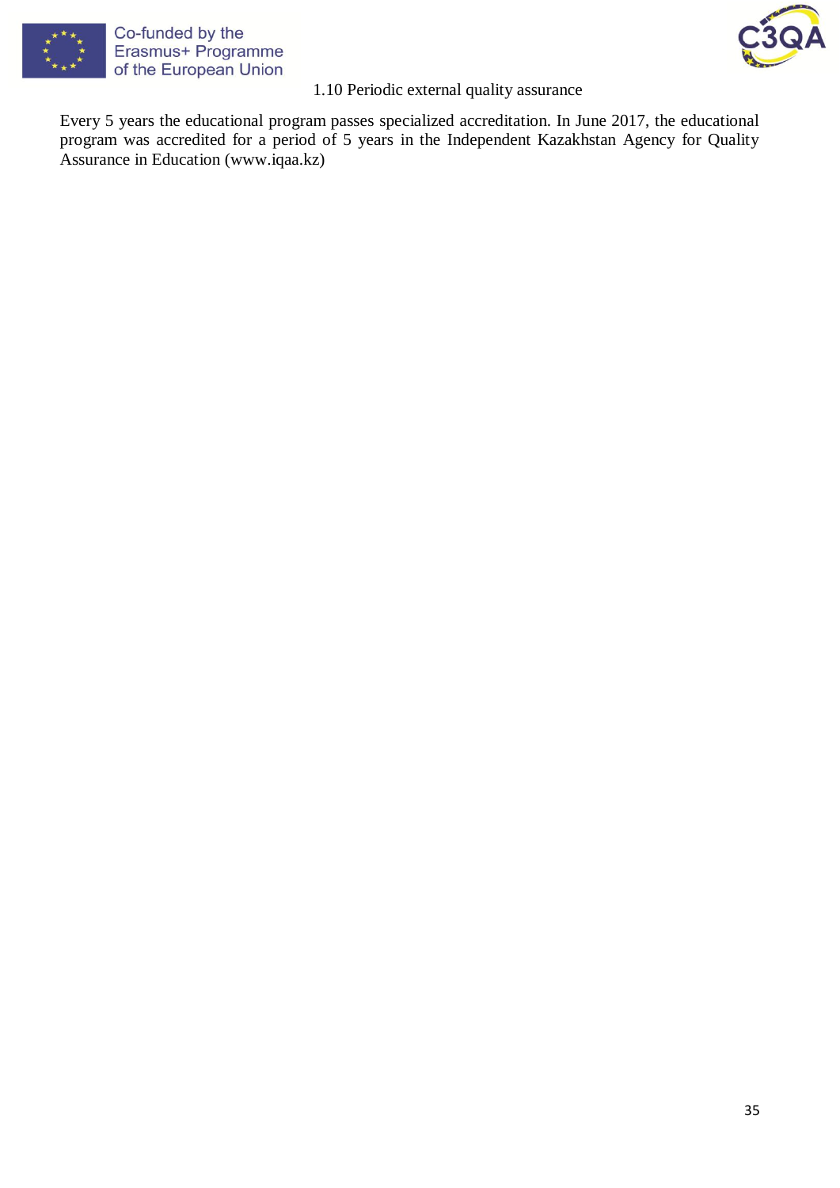### 1.10 Periodic external quality assurance

Every 5 years the educational program passes specialized accreditation. In June 2017, the educational program was accredited for a period of 5 years in the Independent Kazakhstan Agency for Quality Assurance in Education (www.iqaa.kz)